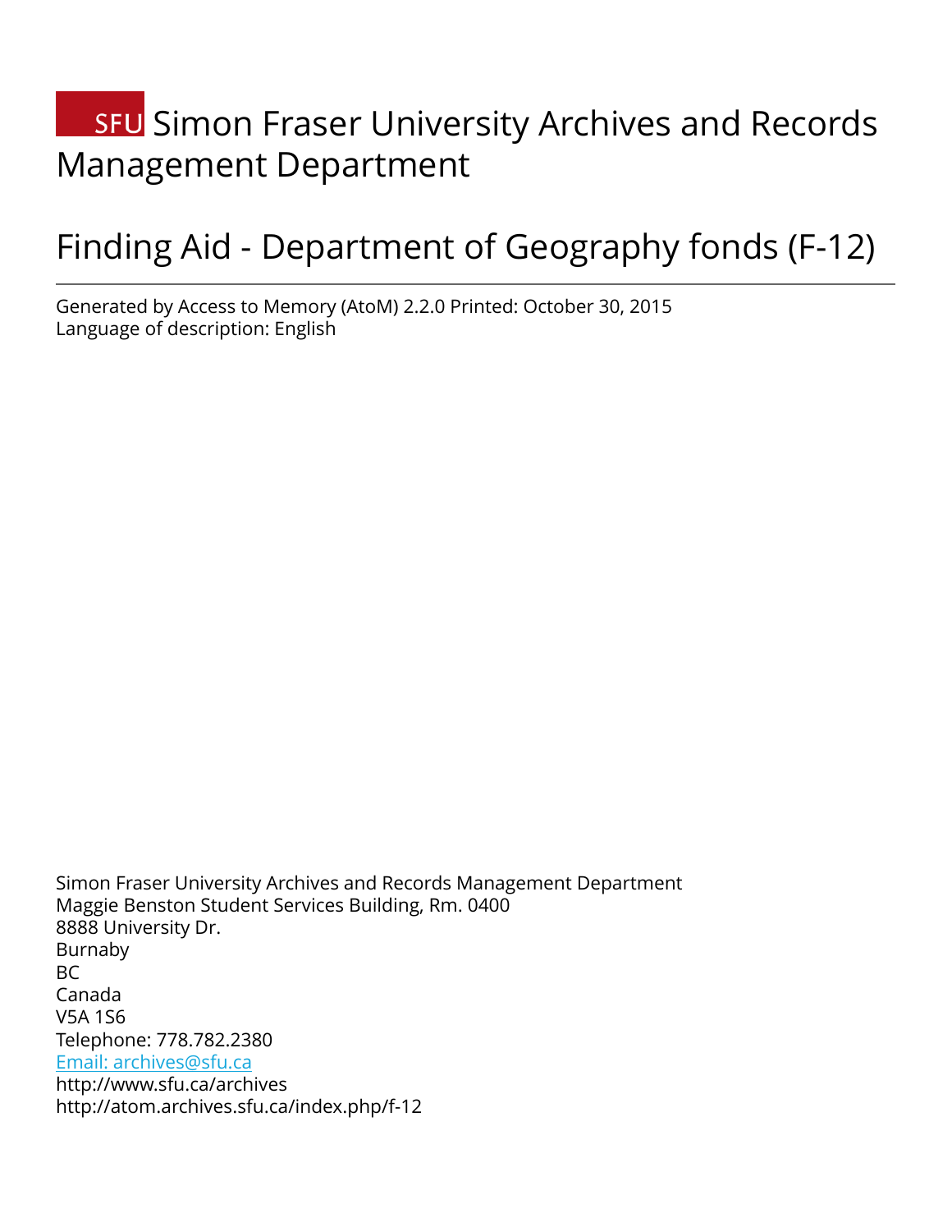# SFU Simon Fraser University Archives and Records Management Department

# Finding Aid - Department of Geography fonds (F-12)

Generated by Access to Memory (AtoM) 2.2.0 Printed: October 30, 2015
Language of description: English

Simon Fraser University Archives and Records Management Department
Maggie Benston Student Services Building, Rm. 0400
8888 University Dr.
Burnaby
BC
Canada
V5A 1S6
Telephone: 778.782.2380
Email: archives@sfu.ca
http://www.sfu.ca/archives
http://atom.archives.sfu.ca/index.php/f-12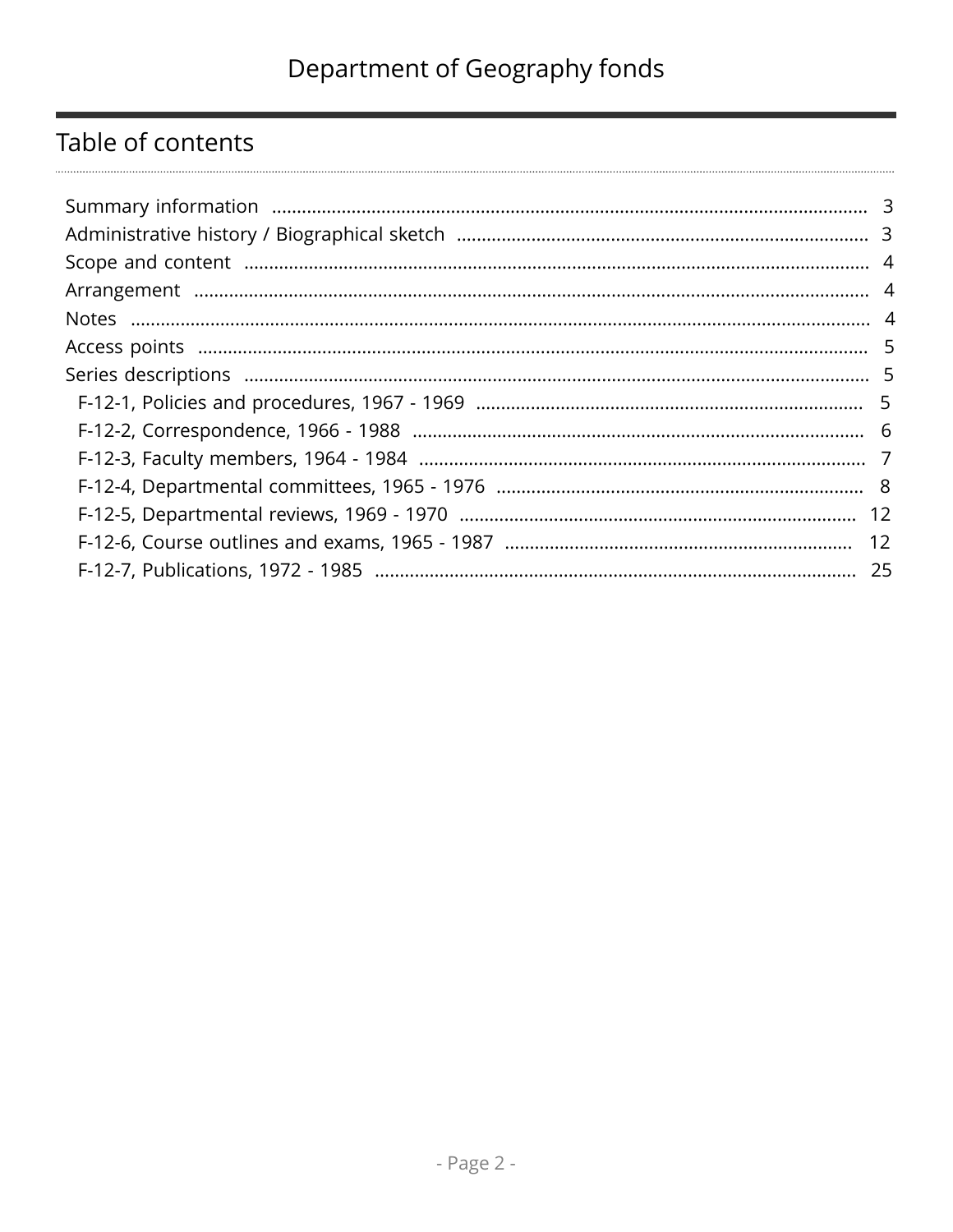# Department of Geography fonds

## Table of contents

- Summary information ..... 3
- Administrative history / Biographical sketch ..... 3
- Scope and content ..... 4
- Arrangement ..... 4
- Notes ..... 4
- Access points ..... 5
- Series descriptions ..... 5
  - F-12-1, Policies and procedures, 1967 - 1969 ..... 5
  - F-12-2, Correspondence, 1966 - 1988 ..... 6
  - F-12-3, Faculty members, 1964 - 1984 ..... 7
  - F-12-4, Departmental committees, 1965 - 1976 ..... 8
  - F-12-5, Departmental reviews, 1969 - 1970 ..... 12
  - F-12-6, Course outlines and exams, 1965 - 1987 ..... 12
  - F-12-7, Publications, 1972 - 1985 ..... 25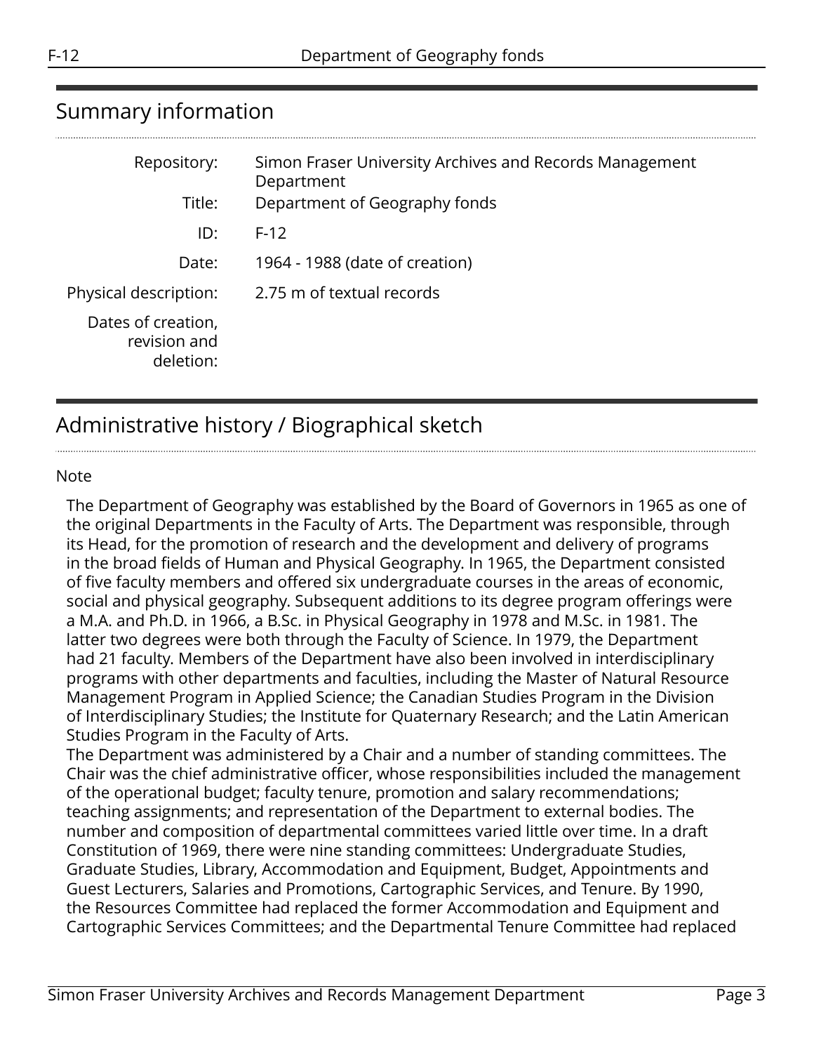## Summary information

| | |
|---|---|
| Repository: | Simon Fraser University Archives and Records Management Department |
| Title: | Department of Geography fonds |
| ID: | F-12 |
| Date: | 1964 - 1988 (date of creation) |
| Physical description: | 2.75 m of textual records |
| Dates of creation, revision and deletion: | |

## Administrative history / Biographical sketch

Note

The Department of Geography was established by the Board of Governors in 1965 as one of the original Departments in the Faculty of Arts. The Department was responsible, through its Head, for the promotion of research and the development and delivery of programs in the broad fields of Human and Physical Geography. In 1965, the Department consisted of five faculty members and offered six undergraduate courses in the areas of economic, social and physical geography. Subsequent additions to its degree program offerings were a M.A. and Ph.D. in 1966, a B.Sc. in Physical Geography in 1978 and M.Sc. in 1981. The latter two degrees were both through the Faculty of Science. In 1979, the Department had 21 faculty. Members of the Department have also been involved in interdisciplinary programs with other departments and faculties, including the Master of Natural Resource Management Program in Applied Science; the Canadian Studies Program in the Division of Interdisciplinary Studies; the Institute for Quaternary Research; and the Latin American Studies Program in the Faculty of Arts.
The Department was administered by a Chair and a number of standing committees. The Chair was the chief administrative officer, whose responsibilities included the management of the operational budget; faculty tenure, promotion and salary recommendations; teaching assignments; and representation of the Department to external bodies. The number and composition of departmental committees varied little over time. In a draft Constitution of 1969, there were nine standing committees: Undergraduate Studies, Graduate Studies, Library, Accommodation and Equipment, Budget, Appointments and Guest Lecturers, Salaries and Promotions, Cartographic Services, and Tenure. By 1990, the Resources Committee had replaced the former Accommodation and Equipment and Cartographic Services Committees; and the Departmental Tenure Committee had replaced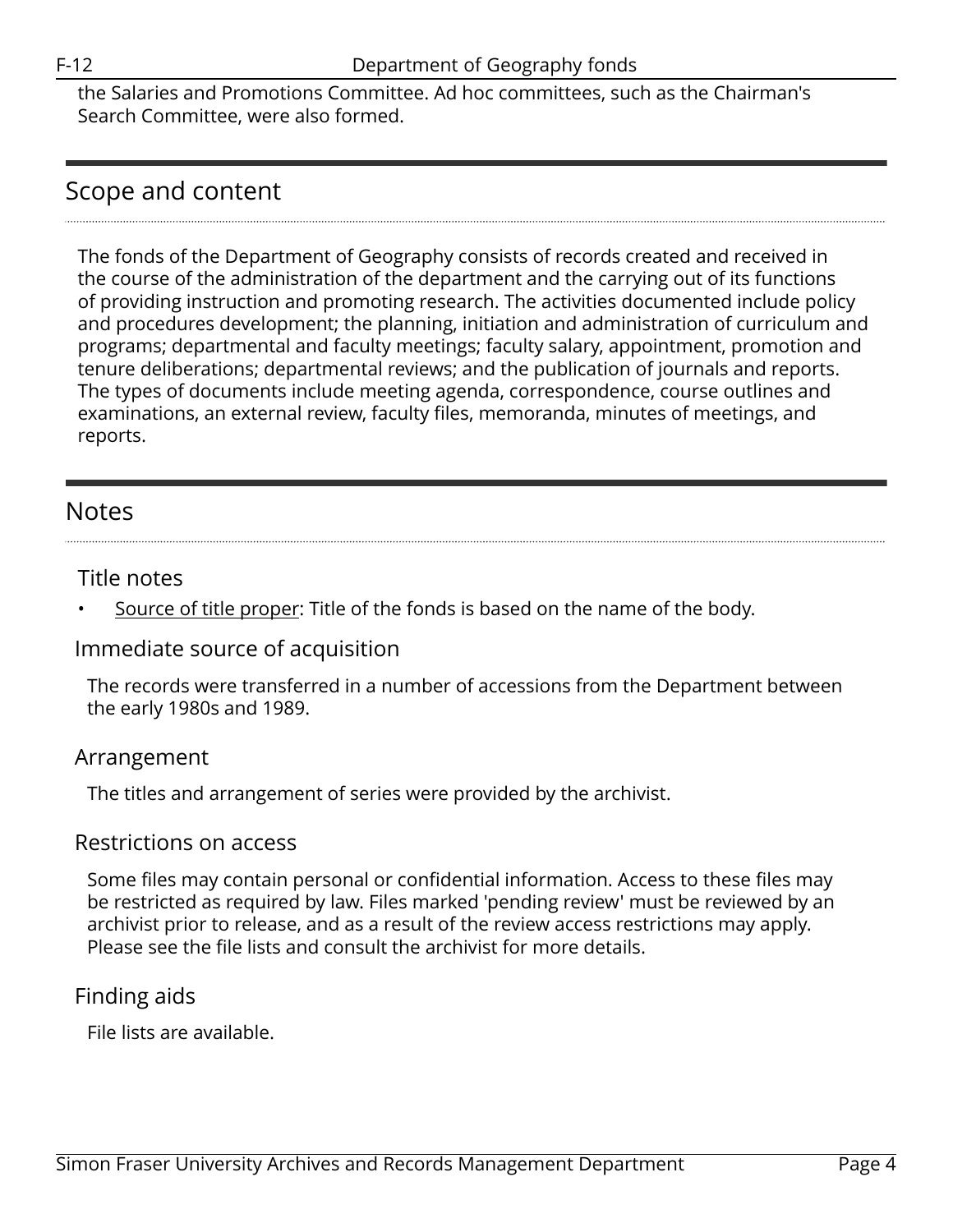the Salaries and Promotions Committee. Ad hoc committees, such as the Chairman's Search Committee, were also formed.

## Scope and content

The fonds of the Department of Geography consists of records created and received in the course of the administration of the department and the carrying out of its functions of providing instruction and promoting research. The activities documented include policy and procedures development; the planning, initiation and administration of curriculum and programs; departmental and faculty meetings; faculty salary, appointment, promotion and tenure deliberations; departmental reviews; and the publication of journals and reports. The types of documents include meeting agenda, correspondence, course outlines and examinations, an external review, faculty files, memoranda, minutes of meetings, and reports.

## Notes

### Title notes

- Source of title proper: Title of the fonds is based on the name of the body.

### Immediate source of acquisition

The records were transferred in a number of accessions from the Department between the early 1980s and 1989.

### Arrangement

The titles and arrangement of series were provided by the archivist.

### Restrictions on access

Some files may contain personal or confidential information. Access to these files may be restricted as required by law. Files marked 'pending review' must be reviewed by an archivist prior to release, and as a result of the review access restrictions may apply. Please see the file lists and consult the archivist for more details.

### Finding aids

File lists are available.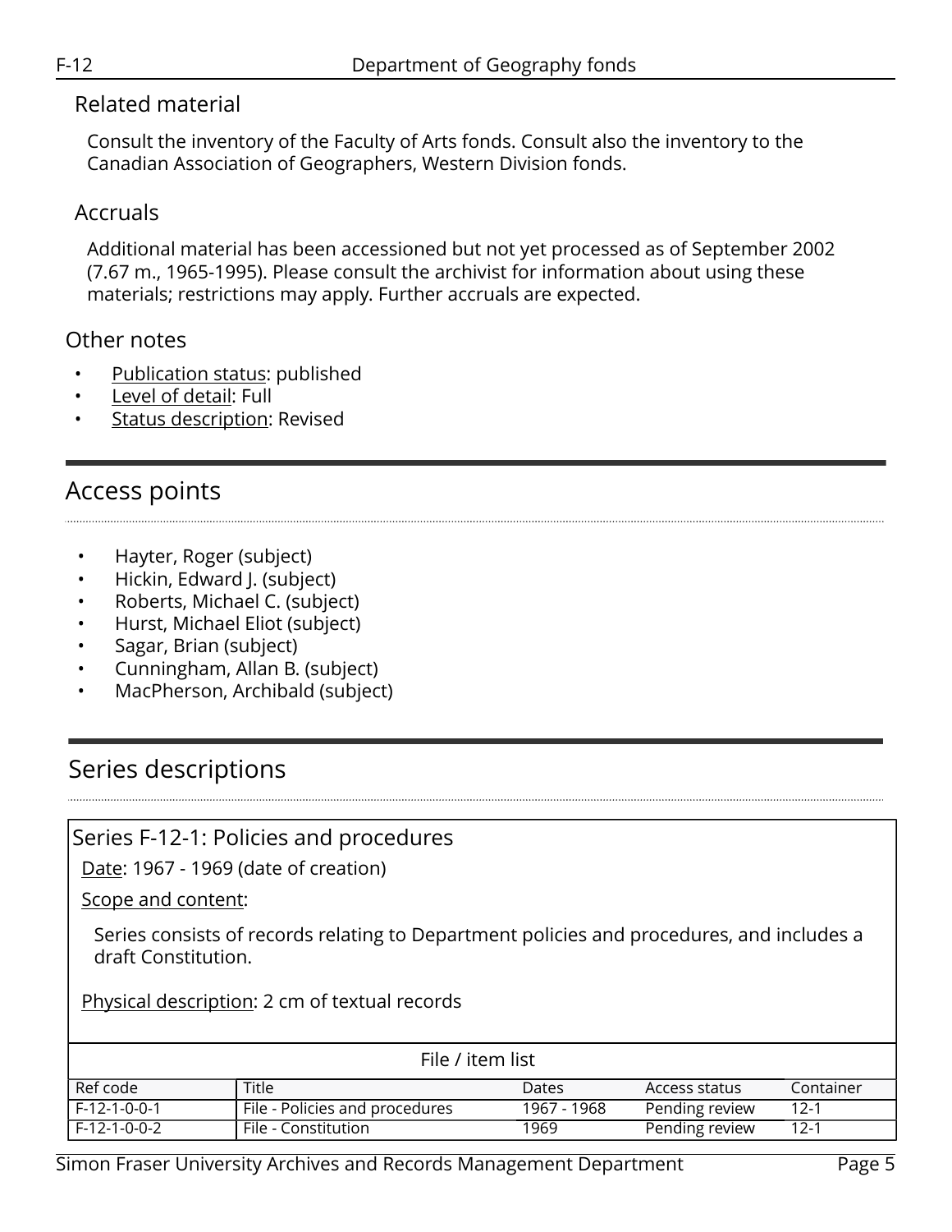### Related material

Consult the inventory of the Faculty of Arts fonds. Consult also the inventory to the Canadian Association of Geographers, Western Division fonds.

### Accruals

Additional material has been accessioned but not yet processed as of September 2002 (7.67 m., 1965-1995). Please consult the archivist for information about using these materials; restrictions may apply. Further accruals are expected.

### Other notes

- Publication status: published
- Level of detail: Full
- Status description: Revised

## Access points

- Hayter, Roger (subject)
- Hickin, Edward J. (subject)
- Roberts, Michael C. (subject)
- Hurst, Michael Eliot (subject)
- Sagar, Brian (subject)
- Cunningham, Allan B. (subject)
- MacPherson, Archibald (subject)

## Series descriptions

### Series F-12-1: Policies and procedures

Date: 1967 - 1969 (date of creation)

Scope and content:

Series consists of records relating to Department policies and procedures, and includes a draft Constitution.

Physical description: 2 cm of textual records

File / item list

| Ref code | Title | Dates | Access status | Container |
|---|---|---|---|---|
| F-12-1-0-0-1 | File - Policies and procedures | 1967 - 1968 | Pending review | 12-1 |
| F-12-1-0-0-2 | File - Constitution | 1969 | Pending review | 12-1 |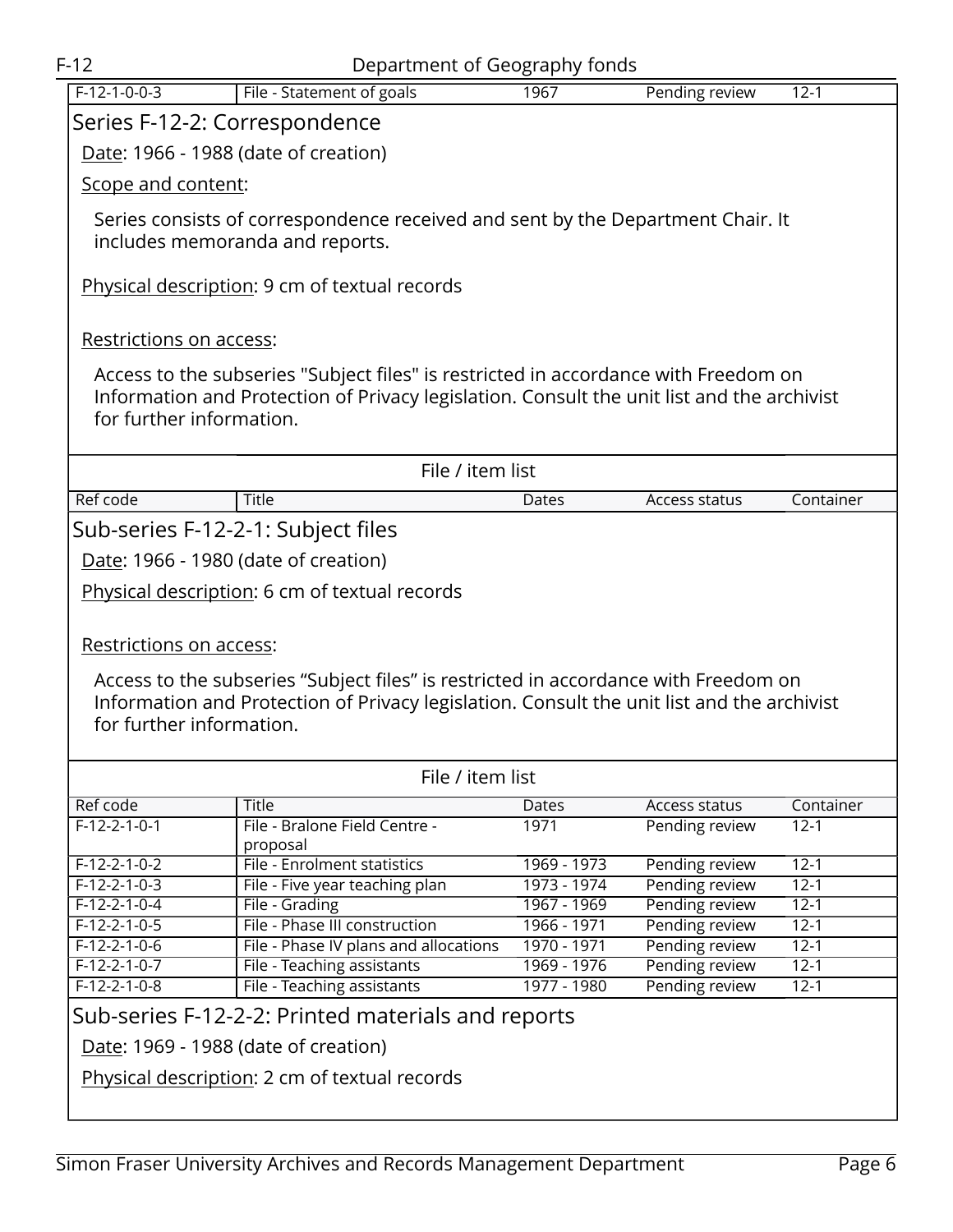| Ref code | Title | Dates | Access status | Container |
|---|---|---|---|---|
| F-12-1-0-0-3 | File - Statement of goals | 1967 | Pending review | 12-1 |

## Series F-12-2: Correspondence

Date: 1966 - 1988 (date of creation)

Scope and content:

Series consists of correspondence received and sent by the Department Chair. It includes memoranda and reports.

Physical description: 9 cm of textual records

Restrictions on access:

Access to the subseries "Subject files" is restricted in accordance with Freedom on Information and Protection of Privacy legislation. Consult the unit list and the archivist for further information.

File / item list

| Ref code | Title | Dates | Access status | Container |
|---|---|---|---|---|

### Sub-series F-12-2-1: Subject files

Date: 1966 - 1980 (date of creation)

Physical description: 6 cm of textual records

Restrictions on access:

Access to the subseries “Subject files” is restricted in accordance with Freedom on Information and Protection of Privacy legislation. Consult the unit list and the archivist for further information.

File / item list

| Ref code | Title | Dates | Access status | Container |
|---|---|---|---|---|
| F-12-2-1-0-1 | File - Bralone Field Centre - proposal | 1971 | Pending review | 12-1 |
| F-12-2-1-0-2 | File - Enrolment statistics | 1969 - 1973 | Pending review | 12-1 |
| F-12-2-1-0-3 | File - Five year teaching plan | 1973 - 1974 | Pending review | 12-1 |
| F-12-2-1-0-4 | File - Grading | 1967 - 1969 | Pending review | 12-1 |
| F-12-2-1-0-5 | File - Phase III construction | 1966 - 1971 | Pending review | 12-1 |
| F-12-2-1-0-6 | File - Phase IV plans and allocations | 1970 - 1971 | Pending review | 12-1 |
| F-12-2-1-0-7 | File - Teaching assistants | 1969 - 1976 | Pending review | 12-1 |
| F-12-2-1-0-8 | File - Teaching assistants | 1977 - 1980 | Pending review | 12-1 |

### Sub-series F-12-2-2: Printed materials and reports

Date: 1969 - 1988 (date of creation)

Physical description: 2 cm of textual records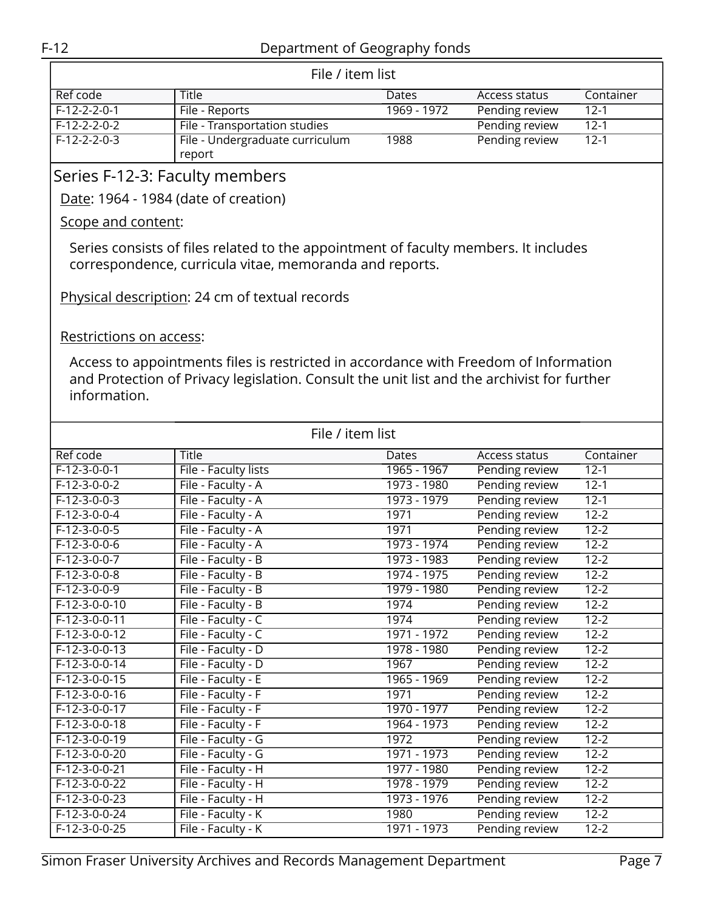File / item list

| Ref code | Title | Dates | Access status | Container |
|---|---|---|---|---|
| F-12-2-2-0-1 | File - Reports | 1969 - 1972 | Pending review | 12-1 |
| F-12-2-2-0-2 | File - Transportation studies | | Pending review | 12-1 |
| F-12-2-2-0-3 | File - Undergraduate curriculum report | 1988 | Pending review | 12-1 |

## Series F-12-3: Faculty members

Date: 1964 - 1984 (date of creation)

Scope and content:

Series consists of files related to the appointment of faculty members. It includes correspondence, curricula vitae, memoranda and reports.

Physical description: 24 cm of textual records

Restrictions on access:

Access to appointments files is restricted in accordance with Freedom of Information and Protection of Privacy legislation. Consult the unit list and the archivist for further information.

File / item list

| Ref code | Title | Dates | Access status | Container |
|---|---|---|---|---|
| F-12-3-0-0-1 | File - Faculty lists | 1965 - 1967 | Pending review | 12-1 |
| F-12-3-0-0-2 | File - Faculty - A | 1973 - 1980 | Pending review | 12-1 |
| F-12-3-0-0-3 | File - Faculty - A | 1973 - 1979 | Pending review | 12-1 |
| F-12-3-0-0-4 | File - Faculty - A | 1971 | Pending review | 12-2 |
| F-12-3-0-0-5 | File - Faculty - A | 1971 | Pending review | 12-2 |
| F-12-3-0-0-6 | File - Faculty - A | 1973 - 1974 | Pending review | 12-2 |
| F-12-3-0-0-7 | File - Faculty - B | 1973 - 1983 | Pending review | 12-2 |
| F-12-3-0-0-8 | File - Faculty - B | 1974 - 1975 | Pending review | 12-2 |
| F-12-3-0-0-9 | File - Faculty - B | 1979 - 1980 | Pending review | 12-2 |
| F-12-3-0-0-10 | File - Faculty - B | 1974 | Pending review | 12-2 |
| F-12-3-0-0-11 | File - Faculty - C | 1974 | Pending review | 12-2 |
| F-12-3-0-0-12 | File - Faculty - C | 1971 - 1972 | Pending review | 12-2 |
| F-12-3-0-0-13 | File - Faculty - D | 1978 - 1980 | Pending review | 12-2 |
| F-12-3-0-0-14 | File - Faculty - D | 1967 | Pending review | 12-2 |
| F-12-3-0-0-15 | File - Faculty - E | 1965 - 1969 | Pending review | 12-2 |
| F-12-3-0-0-16 | File - Faculty - F | 1971 | Pending review | 12-2 |
| F-12-3-0-0-17 | File - Faculty - F | 1970 - 1977 | Pending review | 12-2 |
| F-12-3-0-0-18 | File - Faculty - F | 1964 - 1973 | Pending review | 12-2 |
| F-12-3-0-0-19 | File - Faculty - G | 1972 | Pending review | 12-2 |
| F-12-3-0-0-20 | File - Faculty - G | 1971 - 1973 | Pending review | 12-2 |
| F-12-3-0-0-21 | File - Faculty - H | 1977 - 1980 | Pending review | 12-2 |
| F-12-3-0-0-22 | File - Faculty - H | 1978 - 1979 | Pending review | 12-2 |
| F-12-3-0-0-23 | File - Faculty - H | 1973 - 1976 | Pending review | 12-2 |
| F-12-3-0-0-24 | File - Faculty - K | 1980 | Pending review | 12-2 |
| F-12-3-0-0-25 | File - Faculty - K | 1971 - 1973 | Pending review | 12-2 |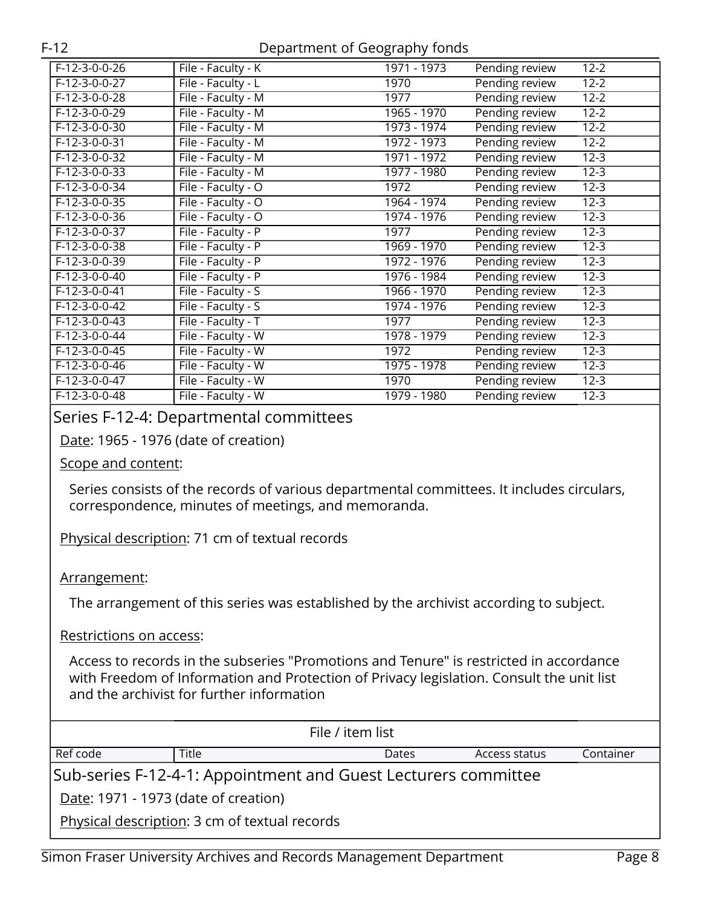| F-12-3-0-0-26 | File - Faculty - K | 1971 - 1973 | Pending review | 12-2 |
|---|---|---|---|---|
| F-12-3-0-0-27 | File - Faculty - L | 1970 | Pending review | 12-2 |
| F-12-3-0-0-28 | File - Faculty - M | 1977 | Pending review | 12-2 |
| F-12-3-0-0-29 | File - Faculty - M | 1965 - 1970 | Pending review | 12-2 |
| F-12-3-0-0-30 | File - Faculty - M | 1973 - 1974 | Pending review | 12-2 |
| F-12-3-0-0-31 | File - Faculty - M | 1972 - 1973 | Pending review | 12-2 |
| F-12-3-0-0-32 | File - Faculty - M | 1971 - 1972 | Pending review | 12-3 |
| F-12-3-0-0-33 | File - Faculty - M | 1977 - 1980 | Pending review | 12-3 |
| F-12-3-0-0-34 | File - Faculty - O | 1972 | Pending review | 12-3 |
| F-12-3-0-0-35 | File - Faculty - O | 1964 - 1974 | Pending review | 12-3 |
| F-12-3-0-0-36 | File - Faculty - O | 1974 - 1976 | Pending review | 12-3 |
| F-12-3-0-0-37 | File - Faculty - P | 1977 | Pending review | 12-3 |
| F-12-3-0-0-38 | File - Faculty - P | 1969 - 1970 | Pending review | 12-3 |
| F-12-3-0-0-39 | File - Faculty - P | 1972 - 1976 | Pending review | 12-3 |
| F-12-3-0-0-40 | File - Faculty - P | 1976 - 1984 | Pending review | 12-3 |
| F-12-3-0-0-41 | File - Faculty - S | 1966 - 1970 | Pending review | 12-3 |
| F-12-3-0-0-42 | File - Faculty - S | 1974 - 1976 | Pending review | 12-3 |
| F-12-3-0-0-43 | File - Faculty - T | 1977 | Pending review | 12-3 |
| F-12-3-0-0-44 | File - Faculty - W | 1978 - 1979 | Pending review | 12-3 |
| F-12-3-0-0-45 | File - Faculty - W | 1972 | Pending review | 12-3 |
| F-12-3-0-0-46 | File - Faculty - W | 1975 - 1978 | Pending review | 12-3 |
| F-12-3-0-0-47 | File - Faculty - W | 1970 | Pending review | 12-3 |
| F-12-3-0-0-48 | File - Faculty - W | 1979 - 1980 | Pending review | 12-3 |

## Series F-12-4: Departmental committees

Date: 1965 - 1976 (date of creation)

Scope and content:

Series consists of the records of various departmental committees. It includes circulars, correspondence, minutes of meetings, and memoranda.

Physical description: 71 cm of textual records

Arrangement:

The arrangement of this series was established by the archivist according to subject.

Restrictions on access:

Access to records in the subseries "Promotions and Tenure" is restricted in accordance with Freedom of Information and Protection of Privacy legislation. Consult the unit list and the archivist for further information

File / item list

| Ref code | Title | Dates | Access status | Container |
|---|---|---|---|---|

### Sub-series F-12-4-1: Appointment and Guest Lecturers committee

Date: 1971 - 1973 (date of creation)

Physical description: 3 cm of textual records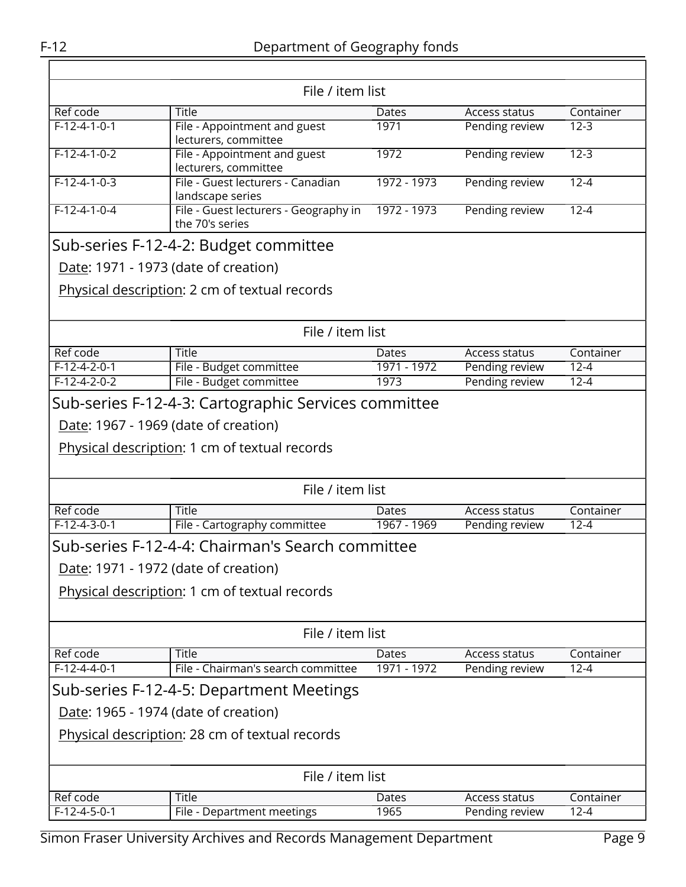File / item list

| Ref code | Title | Dates | Access status | Container |
|---|---|---|---|---|
| F-12-4-1-0-1 | File - Appointment and guest lecturers, committee | 1971 | Pending review | 12-3 |
| F-12-4-1-0-2 | File - Appointment and guest lecturers, committee | 1972 | Pending review | 12-3 |
| F-12-4-1-0-3 | File - Guest lecturers - Canadian landscape series | 1972 - 1973 | Pending review | 12-4 |
| F-12-4-1-0-4 | File - Guest lecturers - Geography in the 70's series | 1972 - 1973 | Pending review | 12-4 |

## Sub-series F-12-4-2: Budget committee

Date: 1971 - 1973 (date of creation)

Physical description: 2 cm of textual records

File / item list

| Ref code | Title | Dates | Access status | Container |
|---|---|---|---|---|
| F-12-4-2-0-1 | File - Budget committee | 1971 - 1972 | Pending review | 12-4 |
| F-12-4-2-0-2 | File - Budget committee | 1973 | Pending review | 12-4 |

## Sub-series F-12-4-3: Cartographic Services committee

Date: 1967 - 1969 (date of creation)

Physical description: 1 cm of textual records

File / item list

| Ref code | Title | Dates | Access status | Container |
|---|---|---|---|---|
| F-12-4-3-0-1 | File - Cartography committee | 1967 - 1969 | Pending review | 12-4 |

## Sub-series F-12-4-4: Chairman's Search committee

Date: 1971 - 1972 (date of creation)

Physical description: 1 cm of textual records

File / item list

| Ref code | Title | Dates | Access status | Container |
|---|---|---|---|---|
| F-12-4-4-0-1 | File - Chairman's search committee | 1971 - 1972 | Pending review | 12-4 |

## Sub-series F-12-4-5: Department Meetings

Date: 1965 - 1974 (date of creation)

Physical description: 28 cm of textual records

File / item list

| Ref code | Title | Dates | Access status | Container |
|---|---|---|---|---|
| F-12-4-5-0-1 | File - Department meetings | 1965 | Pending review | 12-4 |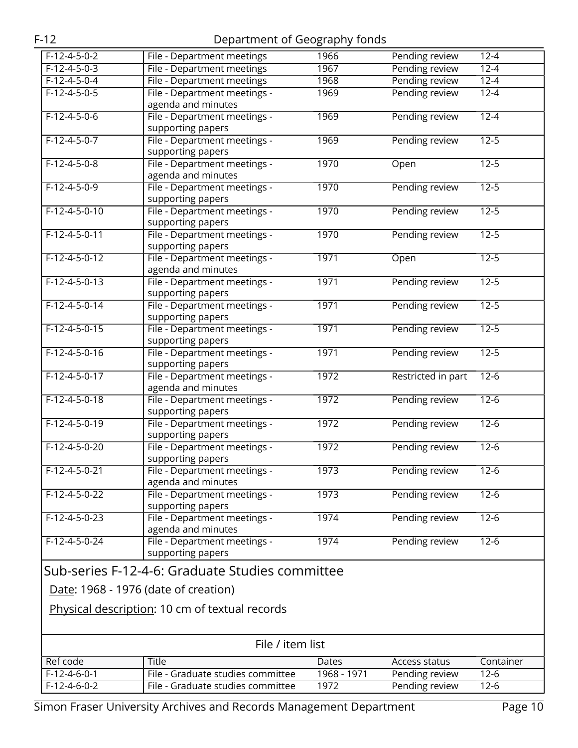| F-12-4-5-0-2 | File - Department meetings | 1966 | Pending review | 12-4 |
|---|---|---|---|---|
| F-12-4-5-0-3 | File - Department meetings | 1967 | Pending review | 12-4 |
| F-12-4-5-0-4 | File - Department meetings | 1968 | Pending review | 12-4 |
| F-12-4-5-0-5 | File - Department meetings - agenda and minutes | 1969 | Pending review | 12-4 |
| F-12-4-5-0-6 | File - Department meetings - supporting papers | 1969 | Pending review | 12-4 |
| F-12-4-5-0-7 | File - Department meetings - supporting papers | 1969 | Pending review | 12-5 |
| F-12-4-5-0-8 | File - Department meetings - agenda and minutes | 1970 | Open | 12-5 |
| F-12-4-5-0-9 | File - Department meetings - supporting papers | 1970 | Pending review | 12-5 |
| F-12-4-5-0-10 | File - Department meetings - supporting papers | 1970 | Pending review | 12-5 |
| F-12-4-5-0-11 | File - Department meetings - supporting papers | 1970 | Pending review | 12-5 |
| F-12-4-5-0-12 | File - Department meetings - agenda and minutes | 1971 | Open | 12-5 |
| F-12-4-5-0-13 | File - Department meetings - supporting papers | 1971 | Pending review | 12-5 |
| F-12-4-5-0-14 | File - Department meetings - supporting papers | 1971 | Pending review | 12-5 |
| F-12-4-5-0-15 | File - Department meetings - supporting papers | 1971 | Pending review | 12-5 |
| F-12-4-5-0-16 | File - Department meetings - supporting papers | 1971 | Pending review | 12-5 |
| F-12-4-5-0-17 | File - Department meetings - agenda and minutes | 1972 | Restricted in part | 12-6 |
| F-12-4-5-0-18 | File - Department meetings - supporting papers | 1972 | Pending review | 12-6 |
| F-12-4-5-0-19 | File - Department meetings - supporting papers | 1972 | Pending review | 12-6 |
| F-12-4-5-0-20 | File - Department meetings - supporting papers | 1972 | Pending review | 12-6 |
| F-12-4-5-0-21 | File - Department meetings - agenda and minutes | 1973 | Pending review | 12-6 |
| F-12-4-5-0-22 | File - Department meetings - supporting papers | 1973 | Pending review | 12-6 |
| F-12-4-5-0-23 | File - Department meetings - agenda and minutes | 1974 | Pending review | 12-6 |
| F-12-4-5-0-24 | File - Department meetings - supporting papers | 1974 | Pending review | 12-6 |

## Sub-series F-12-4-6: Graduate Studies committee

Date: 1968 - 1976 (date of creation)

Physical description: 10 cm of textual records

File / item list

| Ref code | Title | Dates | Access status | Container |
|---|---|---|---|---|
| F-12-4-6-0-1 | File - Graduate studies committee | 1968 - 1971 | Pending review | 12-6 |
| F-12-4-6-0-2 | File - Graduate studies committee | 1972 | Pending review | 12-6 |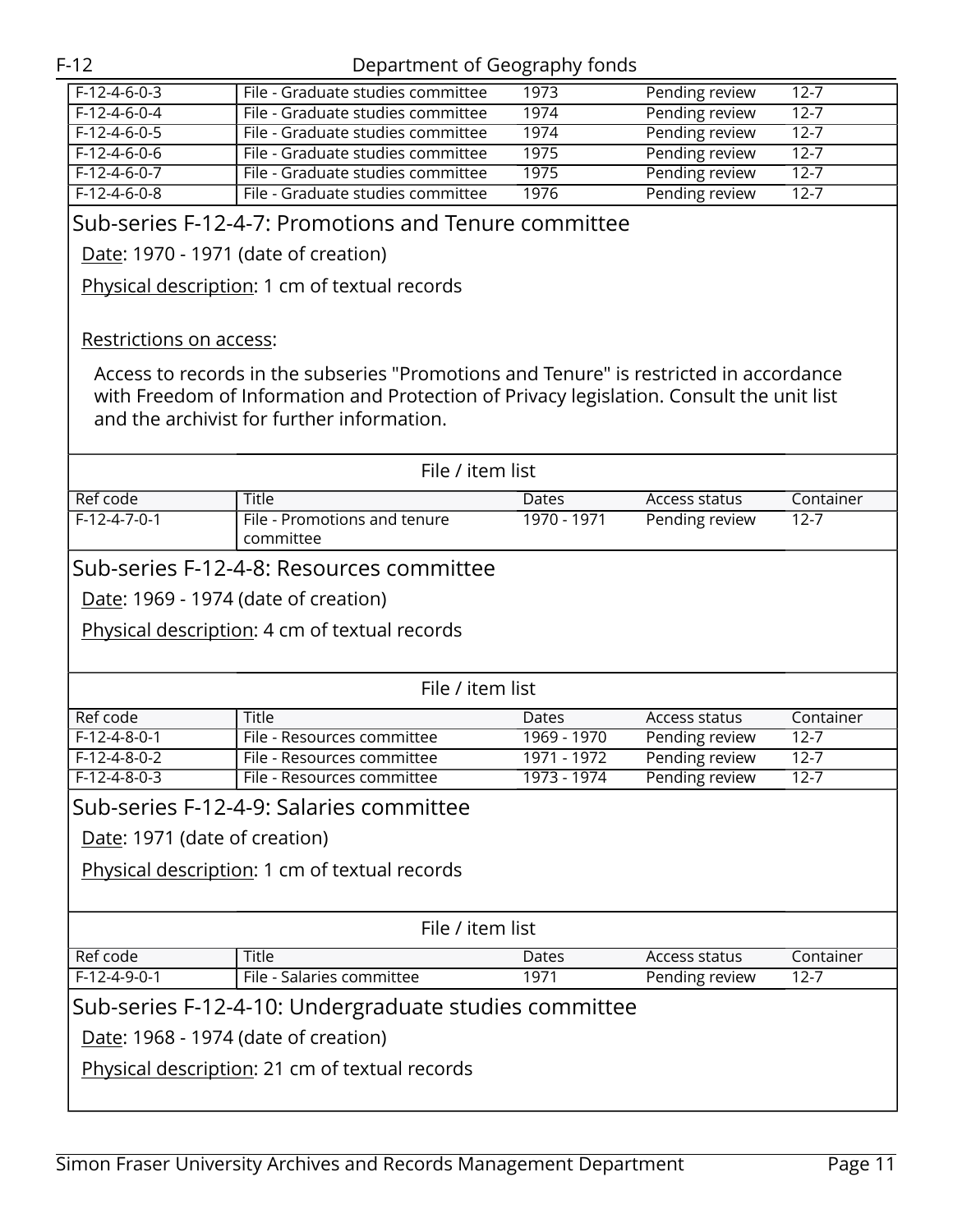| Ref code | Title | Dates | Access status | Container |
|---|---|---|---|---|
| F-12-4-6-0-3 | File - Graduate studies committee | 1973 | Pending review | 12-7 |
| F-12-4-6-0-4 | File - Graduate studies committee | 1974 | Pending review | 12-7 |
| F-12-4-6-0-5 | File - Graduate studies committee | 1974 | Pending review | 12-7 |
| F-12-4-6-0-6 | File - Graduate studies committee | 1975 | Pending review | 12-7 |
| F-12-4-6-0-7 | File - Graduate studies committee | 1975 | Pending review | 12-7 |
| F-12-4-6-0-8 | File - Graduate studies committee | 1976 | Pending review | 12-7 |

## Sub-series F-12-4-7: Promotions and Tenure committee

Date: 1970 - 1971 (date of creation)

Physical description: 1 cm of textual records

Restrictions on access:

Access to records in the subseries "Promotions and Tenure" is restricted in accordance with Freedom of Information and Protection of Privacy legislation. Consult the unit list and the archivist for further information.

File / item list

| Ref code | Title | Dates | Access status | Container |
|---|---|---|---|---|
| F-12-4-7-0-1 | File - Promotions and tenure committee | 1970 - 1971 | Pending review | 12-7 |

## Sub-series F-12-4-8: Resources committee

Date: 1969 - 1974 (date of creation)

Physical description: 4 cm of textual records

File / item list

| Ref code | Title | Dates | Access status | Container |
|---|---|---|---|---|
| F-12-4-8-0-1 | File - Resources committee | 1969 - 1970 | Pending review | 12-7 |
| F-12-4-8-0-2 | File - Resources committee | 1971 - 1972 | Pending review | 12-7 |
| F-12-4-8-0-3 | File - Resources committee | 1973 - 1974 | Pending review | 12-7 |

## Sub-series F-12-4-9: Salaries committee

Date: 1971 (date of creation)

Physical description: 1 cm of textual records

File / item list

| Ref code | Title | Dates | Access status | Container |
|---|---|---|---|---|
| F-12-4-9-0-1 | File - Salaries committee | 1971 | Pending review | 12-7 |

## Sub-series F-12-4-10: Undergraduate studies committee

Date: 1968 - 1974 (date of creation)

Physical description: 21 cm of textual records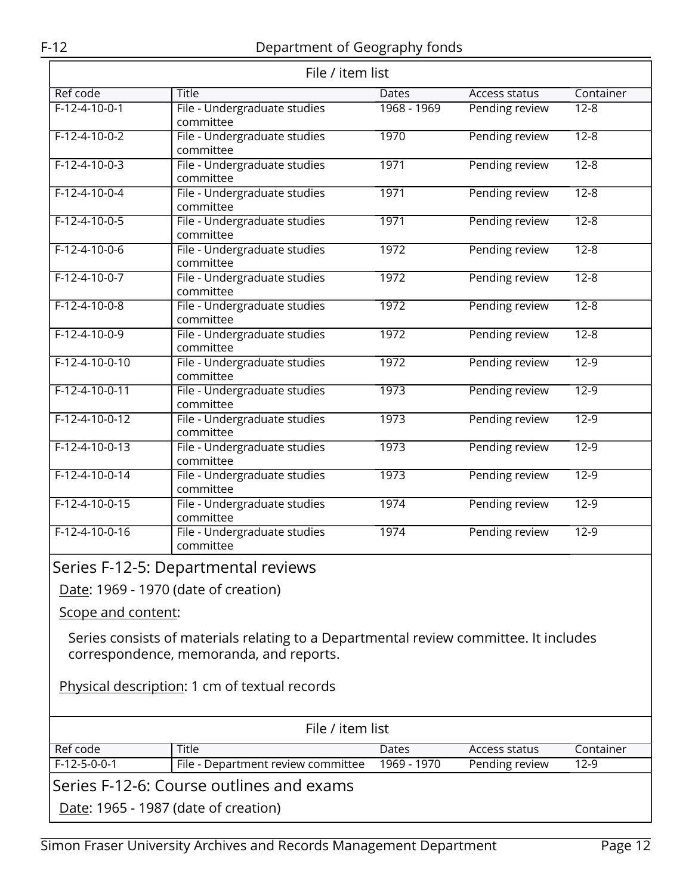| File / item list | | | | |
|---|---|---|---|---|
| Ref code | Title | Dates | Access status | Container |
| F-12-4-10-0-1 | File - Undergraduate studies committee | 1968 - 1969 | Pending review | 12-8 |
| F-12-4-10-0-2 | File - Undergraduate studies committee | 1970 | Pending review | 12-8 |
| F-12-4-10-0-3 | File - Undergraduate studies committee | 1971 | Pending review | 12-8 |
| F-12-4-10-0-4 | File - Undergraduate studies committee | 1971 | Pending review | 12-8 |
| F-12-4-10-0-5 | File - Undergraduate studies committee | 1971 | Pending review | 12-8 |
| F-12-4-10-0-6 | File - Undergraduate studies committee | 1972 | Pending review | 12-8 |
| F-12-4-10-0-7 | File - Undergraduate studies committee | 1972 | Pending review | 12-8 |
| F-12-4-10-0-8 | File - Undergraduate studies committee | 1972 | Pending review | 12-8 |
| F-12-4-10-0-9 | File - Undergraduate studies committee | 1972 | Pending review | 12-8 |
| F-12-4-10-0-10 | File - Undergraduate studies committee | 1972 | Pending review | 12-9 |
| F-12-4-10-0-11 | File - Undergraduate studies committee | 1973 | Pending review | 12-9 |
| F-12-4-10-0-12 | File - Undergraduate studies committee | 1973 | Pending review | 12-9 |
| F-12-4-10-0-13 | File - Undergraduate studies committee | 1973 | Pending review | 12-9 |
| F-12-4-10-0-14 | File - Undergraduate studies committee | 1973 | Pending review | 12-9 |
| F-12-4-10-0-15 | File - Undergraduate studies committee | 1974 | Pending review | 12-9 |
| F-12-4-10-0-16 | File - Undergraduate studies committee | 1974 | Pending review | 12-9 |

## Series F-12-5: Departmental reviews

Date: 1969 - 1970 (date of creation)

Scope and content:

Series consists of materials relating to a Departmental review committee. It includes correspondence, memoranda, and reports.

Physical description: 1 cm of textual records

| File / item list | | | | |
|---|---|---|---|---|
| Ref code | Title | Dates | Access status | Container |
| F-12-5-0-0-1 | File - Department review committee | 1969 - 1970 | Pending review | 12-9 |

## Series F-12-6: Course outlines and exams

Date: 1965 - 1987 (date of creation)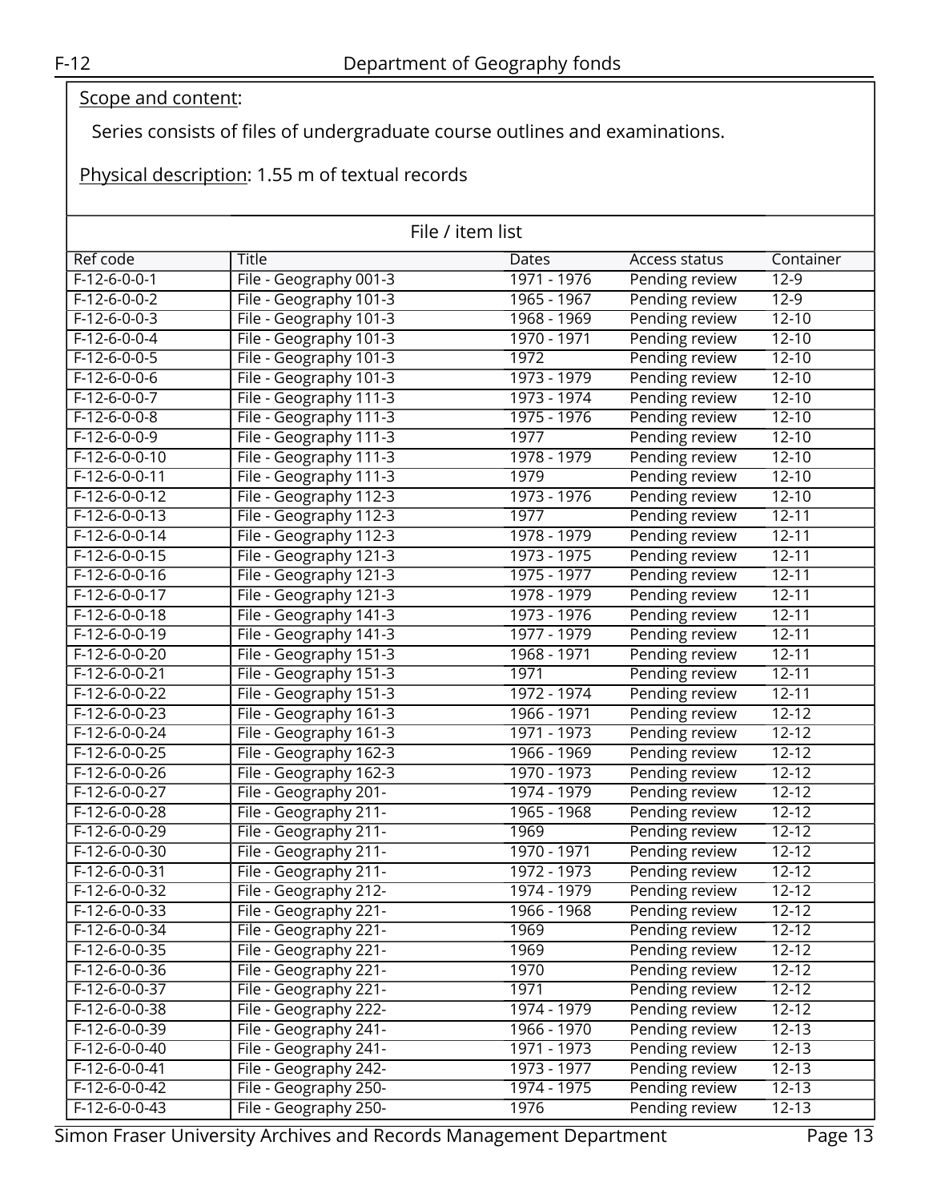Scope and content:

Series consists of files of undergraduate course outlines and examinations.

Physical description: 1.55 m of textual records

File / item list

| Ref code | Title | Dates | Access status | Container |
|---|---|---|---|---|
| F-12-6-0-0-1 | File - Geography 001-3 | 1971 - 1976 | Pending review | 12-9 |
| F-12-6-0-0-2 | File - Geography 101-3 | 1965 - 1967 | Pending review | 12-9 |
| F-12-6-0-0-3 | File - Geography 101-3 | 1968 - 1969 | Pending review | 12-10 |
| F-12-6-0-0-4 | File - Geography 101-3 | 1970 - 1971 | Pending review | 12-10 |
| F-12-6-0-0-5 | File - Geography 101-3 | 1972 | Pending review | 12-10 |
| F-12-6-0-0-6 | File - Geography 101-3 | 1973 - 1979 | Pending review | 12-10 |
| F-12-6-0-0-7 | File - Geography 111-3 | 1973 - 1974 | Pending review | 12-10 |
| F-12-6-0-0-8 | File - Geography 111-3 | 1975 - 1976 | Pending review | 12-10 |
| F-12-6-0-0-9 | File - Geography 111-3 | 1977 | Pending review | 12-10 |
| F-12-6-0-0-10 | File - Geography 111-3 | 1978 - 1979 | Pending review | 12-10 |
| F-12-6-0-0-11 | File - Geography 111-3 | 1979 | Pending review | 12-10 |
| F-12-6-0-0-12 | File - Geography 112-3 | 1973 - 1976 | Pending review | 12-10 |
| F-12-6-0-0-13 | File - Geography 112-3 | 1977 | Pending review | 12-11 |
| F-12-6-0-0-14 | File - Geography 112-3 | 1978 - 1979 | Pending review | 12-11 |
| F-12-6-0-0-15 | File - Geography 121-3 | 1973 - 1975 | Pending review | 12-11 |
| F-12-6-0-0-16 | File - Geography 121-3 | 1975 - 1977 | Pending review | 12-11 |
| F-12-6-0-0-17 | File - Geography 121-3 | 1978 - 1979 | Pending review | 12-11 |
| F-12-6-0-0-18 | File - Geography 141-3 | 1973 - 1976 | Pending review | 12-11 |
| F-12-6-0-0-19 | File - Geography 141-3 | 1977 - 1979 | Pending review | 12-11 |
| F-12-6-0-0-20 | File - Geography 151-3 | 1968 - 1971 | Pending review | 12-11 |
| F-12-6-0-0-21 | File - Geography 151-3 | 1971 | Pending review | 12-11 |
| F-12-6-0-0-22 | File - Geography 151-3 | 1972 - 1974 | Pending review | 12-11 |
| F-12-6-0-0-23 | File - Geography 161-3 | 1966 - 1971 | Pending review | 12-12 |
| F-12-6-0-0-24 | File - Geography 161-3 | 1971 - 1973 | Pending review | 12-12 |
| F-12-6-0-0-25 | File - Geography 162-3 | 1966 - 1969 | Pending review | 12-12 |
| F-12-6-0-0-26 | File - Geography 162-3 | 1970 - 1973 | Pending review | 12-12 |
| F-12-6-0-0-27 | File - Geography 201- | 1974 - 1979 | Pending review | 12-12 |
| F-12-6-0-0-28 | File - Geography 211- | 1965 - 1968 | Pending review | 12-12 |
| F-12-6-0-0-29 | File - Geography 211- | 1969 | Pending review | 12-12 |
| F-12-6-0-0-30 | File - Geography 211- | 1970 - 1971 | Pending review | 12-12 |
| F-12-6-0-0-31 | File - Geography 211- | 1972 - 1973 | Pending review | 12-12 |
| F-12-6-0-0-32 | File - Geography 212- | 1974 - 1979 | Pending review | 12-12 |
| F-12-6-0-0-33 | File - Geography 221- | 1966 - 1968 | Pending review | 12-12 |
| F-12-6-0-0-34 | File - Geography 221- | 1969 | Pending review | 12-12 |
| F-12-6-0-0-35 | File - Geography 221- | 1969 | Pending review | 12-12 |
| F-12-6-0-0-36 | File - Geography 221- | 1970 | Pending review | 12-12 |
| F-12-6-0-0-37 | File - Geography 221- | 1971 | Pending review | 12-12 |
| F-12-6-0-0-38 | File - Geography 222- | 1974 - 1979 | Pending review | 12-12 |
| F-12-6-0-0-39 | File - Geography 241- | 1966 - 1970 | Pending review | 12-13 |
| F-12-6-0-0-40 | File - Geography 241- | 1971 - 1973 | Pending review | 12-13 |
| F-12-6-0-0-41 | File - Geography 242- | 1973 - 1977 | Pending review | 12-13 |
| F-12-6-0-0-42 | File - Geography 250- | 1974 - 1975 | Pending review | 12-13 |
| F-12-6-0-0-43 | File - Geography 250- | 1976 | Pending review | 12-13 |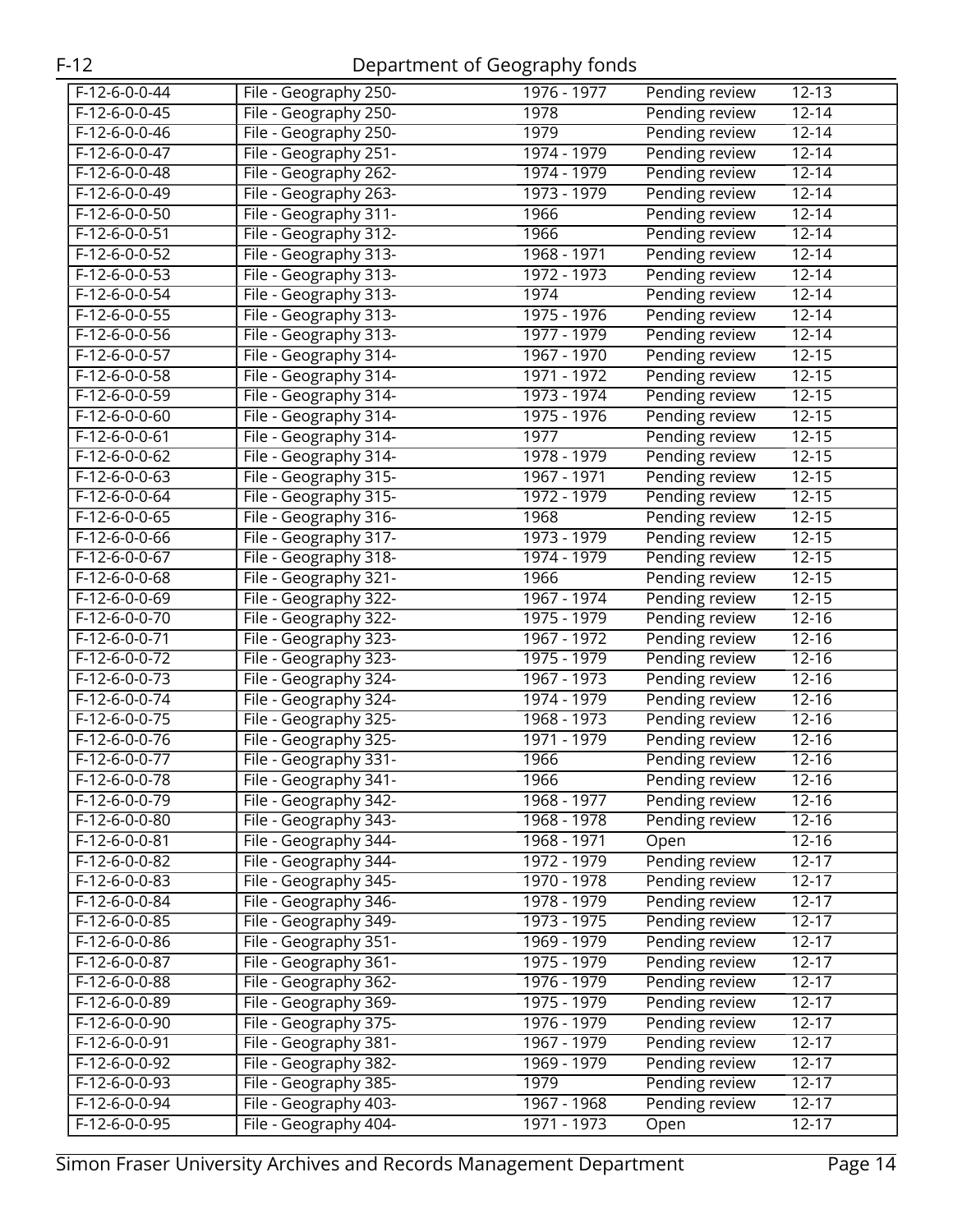| F-12-6-0-0-44 | File - Geography 250- | 1976 - 1977 | Pending review | 12-13 |
|---|---|---|---|---|
| F-12-6-0-0-45 | File - Geography 250- | 1978 | Pending review | 12-14 |
| F-12-6-0-0-46 | File - Geography 250- | 1979 | Pending review | 12-14 |
| F-12-6-0-0-47 | File - Geography 251- | 1974 - 1979 | Pending review | 12-14 |
| F-12-6-0-0-48 | File - Geography 262- | 1974 - 1979 | Pending review | 12-14 |
| F-12-6-0-0-49 | File - Geography 263- | 1973 - 1979 | Pending review | 12-14 |
| F-12-6-0-0-50 | File - Geography 311- | 1966 | Pending review | 12-14 |
| F-12-6-0-0-51 | File - Geography 312- | 1966 | Pending review | 12-14 |
| F-12-6-0-0-52 | File - Geography 313- | 1968 - 1971 | Pending review | 12-14 |
| F-12-6-0-0-53 | File - Geography 313- | 1972 - 1973 | Pending review | 12-14 |
| F-12-6-0-0-54 | File - Geography 313- | 1974 | Pending review | 12-14 |
| F-12-6-0-0-55 | File - Geography 313- | 1975 - 1976 | Pending review | 12-14 |
| F-12-6-0-0-56 | File - Geography 313- | 1977 - 1979 | Pending review | 12-14 |
| F-12-6-0-0-57 | File - Geography 314- | 1967 - 1970 | Pending review | 12-15 |
| F-12-6-0-0-58 | File - Geography 314- | 1971 - 1972 | Pending review | 12-15 |
| F-12-6-0-0-59 | File - Geography 314- | 1973 - 1974 | Pending review | 12-15 |
| F-12-6-0-0-60 | File - Geography 314- | 1975 - 1976 | Pending review | 12-15 |
| F-12-6-0-0-61 | File - Geography 314- | 1977 | Pending review | 12-15 |
| F-12-6-0-0-62 | File - Geography 314- | 1978 - 1979 | Pending review | 12-15 |
| F-12-6-0-0-63 | File - Geography 315- | 1967 - 1971 | Pending review | 12-15 |
| F-12-6-0-0-64 | File - Geography 315- | 1972 - 1979 | Pending review | 12-15 |
| F-12-6-0-0-65 | File - Geography 316- | 1968 | Pending review | 12-15 |
| F-12-6-0-0-66 | File - Geography 317- | 1973 - 1979 | Pending review | 12-15 |
| F-12-6-0-0-67 | File - Geography 318- | 1974 - 1979 | Pending review | 12-15 |
| F-12-6-0-0-68 | File - Geography 321- | 1966 | Pending review | 12-15 |
| F-12-6-0-0-69 | File - Geography 322- | 1967 - 1974 | Pending review | 12-15 |
| F-12-6-0-0-70 | File - Geography 322- | 1975 - 1979 | Pending review | 12-16 |
| F-12-6-0-0-71 | File - Geography 323- | 1967 - 1972 | Pending review | 12-16 |
| F-12-6-0-0-72 | File - Geography 323- | 1975 - 1979 | Pending review | 12-16 |
| F-12-6-0-0-73 | File - Geography 324- | 1967 - 1973 | Pending review | 12-16 |
| F-12-6-0-0-74 | File - Geography 324- | 1974 - 1979 | Pending review | 12-16 |
| F-12-6-0-0-75 | File - Geography 325- | 1968 - 1973 | Pending review | 12-16 |
| F-12-6-0-0-76 | File - Geography 325- | 1971 - 1979 | Pending review | 12-16 |
| F-12-6-0-0-77 | File - Geography 331- | 1966 | Pending review | 12-16 |
| F-12-6-0-0-78 | File - Geography 341- | 1966 | Pending review | 12-16 |
| F-12-6-0-0-79 | File - Geography 342- | 1968 - 1977 | Pending review | 12-16 |
| F-12-6-0-0-80 | File - Geography 343- | 1968 - 1978 | Pending review | 12-16 |
| F-12-6-0-0-81 | File - Geography 344- | 1968 - 1971 | Open | 12-16 |
| F-12-6-0-0-82 | File - Geography 344- | 1972 - 1979 | Pending review | 12-17 |
| F-12-6-0-0-83 | File - Geography 345- | 1970 - 1978 | Pending review | 12-17 |
| F-12-6-0-0-84 | File - Geography 346- | 1978 - 1979 | Pending review | 12-17 |
| F-12-6-0-0-85 | File - Geography 349- | 1973 - 1975 | Pending review | 12-17 |
| F-12-6-0-0-86 | File - Geography 351- | 1969 - 1979 | Pending review | 12-17 |
| F-12-6-0-0-87 | File - Geography 361- | 1975 - 1979 | Pending review | 12-17 |
| F-12-6-0-0-88 | File - Geography 362- | 1976 - 1979 | Pending review | 12-17 |
| F-12-6-0-0-89 | File - Geography 369- | 1975 - 1979 | Pending review | 12-17 |
| F-12-6-0-0-90 | File - Geography 375- | 1976 - 1979 | Pending review | 12-17 |
| F-12-6-0-0-91 | File - Geography 381- | 1967 - 1979 | Pending review | 12-17 |
| F-12-6-0-0-92 | File - Geography 382- | 1969 - 1979 | Pending review | 12-17 |
| F-12-6-0-0-93 | File - Geography 385- | 1979 | Pending review | 12-17 |
| F-12-6-0-0-94 | File - Geography 403- | 1967 - 1968 | Pending review | 12-17 |
| F-12-6-0-0-95 | File - Geography 404- | 1971 - 1973 | Open | 12-17 |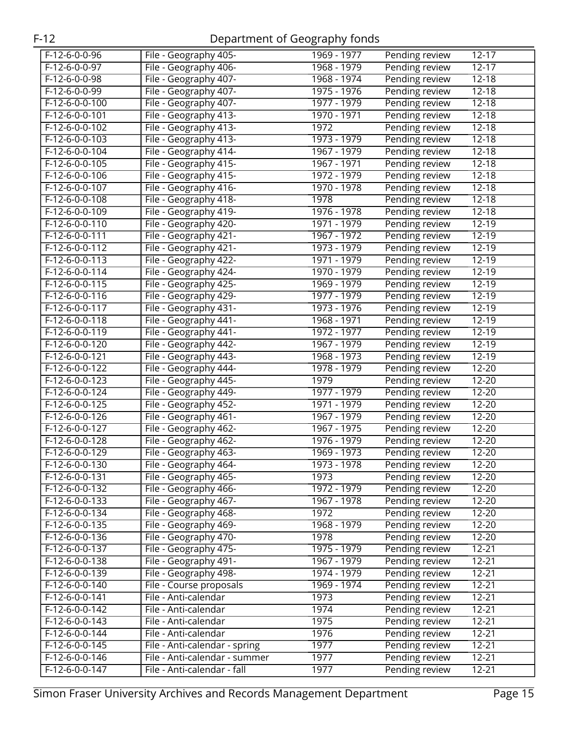| | | | | |
|---|---|---|---|---|
| F-12-6-0-0-96 | File - Geography 405- | 1969 - 1977 | Pending review | 12-17 |
| F-12-6-0-0-97 | File - Geography 406- | 1968 - 1979 | Pending review | 12-17 |
| F-12-6-0-0-98 | File - Geography 407- | 1968 - 1974 | Pending review | 12-18 |
| F-12-6-0-0-99 | File - Geography 407- | 1975 - 1976 | Pending review | 12-18 |
| F-12-6-0-0-100 | File - Geography 407- | 1977 - 1979 | Pending review | 12-18 |
| F-12-6-0-0-101 | File - Geography 413- | 1970 - 1971 | Pending review | 12-18 |
| F-12-6-0-0-102 | File - Geography 413- | 1972 | Pending review | 12-18 |
| F-12-6-0-0-103 | File - Geography 413- | 1973 - 1979 | Pending review | 12-18 |
| F-12-6-0-0-104 | File - Geography 414- | 1967 - 1979 | Pending review | 12-18 |
| F-12-6-0-0-105 | File - Geography 415- | 1967 - 1971 | Pending review | 12-18 |
| F-12-6-0-0-106 | File - Geography 415- | 1972 - 1979 | Pending review | 12-18 |
| F-12-6-0-0-107 | File - Geography 416- | 1970 - 1978 | Pending review | 12-18 |
| F-12-6-0-0-108 | File - Geography 418- | 1978 | Pending review | 12-18 |
| F-12-6-0-0-109 | File - Geography 419- | 1976 - 1978 | Pending review | 12-18 |
| F-12-6-0-0-110 | File - Geography 420- | 1971 - 1979 | Pending review | 12-19 |
| F-12-6-0-0-111 | File - Geography 421- | 1967 - 1972 | Pending review | 12-19 |
| F-12-6-0-0-112 | File - Geography 421- | 1973 - 1979 | Pending review | 12-19 |
| F-12-6-0-0-113 | File - Geography 422- | 1971 - 1979 | Pending review | 12-19 |
| F-12-6-0-0-114 | File - Geography 424- | 1970 - 1979 | Pending review | 12-19 |
| F-12-6-0-0-115 | File - Geography 425- | 1969 - 1979 | Pending review | 12-19 |
| F-12-6-0-0-116 | File - Geography 429- | 1977 - 1979 | Pending review | 12-19 |
| F-12-6-0-0-117 | File - Geography 431- | 1973 - 1976 | Pending review | 12-19 |
| F-12-6-0-0-118 | File - Geography 441- | 1968 - 1971 | Pending review | 12-19 |
| F-12-6-0-0-119 | File - Geography 441- | 1972 - 1977 | Pending review | 12-19 |
| F-12-6-0-0-120 | File - Geography 442- | 1967 - 1979 | Pending review | 12-19 |
| F-12-6-0-0-121 | File - Geography 443- | 1968 - 1973 | Pending review | 12-19 |
| F-12-6-0-0-122 | File - Geography 444- | 1978 - 1979 | Pending review | 12-20 |
| F-12-6-0-0-123 | File - Geography 445- | 1979 | Pending review | 12-20 |
| F-12-6-0-0-124 | File - Geography 449- | 1977 - 1979 | Pending review | 12-20 |
| F-12-6-0-0-125 | File - Geography 452- | 1971 - 1979 | Pending review | 12-20 |
| F-12-6-0-0-126 | File - Geography 461- | 1967 - 1979 | Pending review | 12-20 |
| F-12-6-0-0-127 | File - Geography 462- | 1967 - 1975 | Pending review | 12-20 |
| F-12-6-0-0-128 | File - Geography 462- | 1976 - 1979 | Pending review | 12-20 |
| F-12-6-0-0-129 | File - Geography 463- | 1969 - 1973 | Pending review | 12-20 |
| F-12-6-0-0-130 | File - Geography 464- | 1973 - 1978 | Pending review | 12-20 |
| F-12-6-0-0-131 | File - Geography 465- | 1973 | Pending review | 12-20 |
| F-12-6-0-0-132 | File - Geography 466- | 1972 - 1979 | Pending review | 12-20 |
| F-12-6-0-0-133 | File - Geography 467- | 1967 - 1978 | Pending review | 12-20 |
| F-12-6-0-0-134 | File - Geography 468- | 1972 | Pending review | 12-20 |
| F-12-6-0-0-135 | File - Geography 469- | 1968 - 1979 | Pending review | 12-20 |
| F-12-6-0-0-136 | File - Geography 470- | 1978 | Pending review | 12-20 |
| F-12-6-0-0-137 | File - Geography 475- | 1975 - 1979 | Pending review | 12-21 |
| F-12-6-0-0-138 | File - Geography 491- | 1967 - 1979 | Pending review | 12-21 |
| F-12-6-0-0-139 | File - Geography 498- | 1974 - 1979 | Pending review | 12-21 |
| F-12-6-0-0-140 | File - Course proposals | 1969 - 1974 | Pending review | 12-21 |
| F-12-6-0-0-141 | File - Anti-calendar | 1973 | Pending review | 12-21 |
| F-12-6-0-0-142 | File - Anti-calendar | 1974 | Pending review | 12-21 |
| F-12-6-0-0-143 | File - Anti-calendar | 1975 | Pending review | 12-21 |
| F-12-6-0-0-144 | File - Anti-calendar | 1976 | Pending review | 12-21 |
| F-12-6-0-0-145 | File - Anti-calendar - spring | 1977 | Pending review | 12-21 |
| F-12-6-0-0-146 | File - Anti-calendar - summer | 1977 | Pending review | 12-21 |
| F-12-6-0-0-147 | File - Anti-calendar - fall | 1977 | Pending review | 12-21 |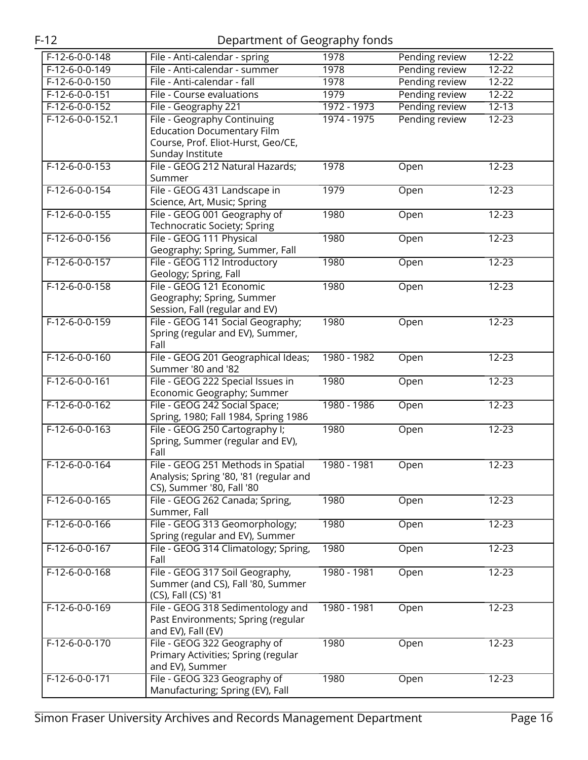| F-12-6-0-0-148 | File - Anti-calendar - spring | 1978 | Pending review | 12-22 |
|---|---|---|---|---|
| F-12-6-0-0-149 | File - Anti-calendar - summer | 1978 | Pending review | 12-22 |
| F-12-6-0-0-150 | File - Anti-calendar - fall | 1978 | Pending review | 12-22 |
| F-12-6-0-0-151 | File - Course evaluations | 1979 | Pending review | 12-22 |
| F-12-6-0-0-152 | File - Geography 221 | 1972 - 1973 | Pending review | 12-13 |
| F-12-6-0-0-152.1 | File - Geography Continuing Education Documentary Film Course, Prof. Eliot-Hurst, Geo/CE, Sunday Institute | 1974 - 1975 | Pending review | 12-23 |
| F-12-6-0-0-153 | File - GEOG 212 Natural Hazards; Summer | 1978 | Open | 12-23 |
| F-12-6-0-0-154 | File - GEOG 431 Landscape in Science, Art, Music; Spring | 1979 | Open | 12-23 |
| F-12-6-0-0-155 | File - GEOG 001 Geography of Technocratic Society; Spring | 1980 | Open | 12-23 |
| F-12-6-0-0-156 | File - GEOG 111 Physical Geography; Spring, Summer, Fall | 1980 | Open | 12-23 |
| F-12-6-0-0-157 | File - GEOG 112 Introductory Geology; Spring, Fall | 1980 | Open | 12-23 |
| F-12-6-0-0-158 | File - GEOG 121 Economic Geography; Spring, Summer Session, Fall (regular and EV) | 1980 | Open | 12-23 |
| F-12-6-0-0-159 | File - GEOG 141 Social Geography; Spring (regular and EV), Summer, Fall | 1980 | Open | 12-23 |
| F-12-6-0-0-160 | File - GEOG 201 Geographical Ideas; Summer '80 and '82 | 1980 - 1982 | Open | 12-23 |
| F-12-6-0-0-161 | File - GEOG 222 Special Issues in Economic Geography; Summer | 1980 | Open | 12-23 |
| F-12-6-0-0-162 | File - GEOG 242 Social Space; Spring, 1980; Fall 1984, Spring 1986 | 1980 - 1986 | Open | 12-23 |
| F-12-6-0-0-163 | File - GEOG 250 Cartography I; Spring, Summer (regular and EV), Fall | 1980 | Open | 12-23 |
| F-12-6-0-0-164 | File - GEOG 251 Methods in Spatial Analysis; Spring '80, '81 (regular and CS), Summer '80, Fall '80 | 1980 - 1981 | Open | 12-23 |
| F-12-6-0-0-165 | File - GEOG 262 Canada; Spring, Summer, Fall | 1980 | Open | 12-23 |
| F-12-6-0-0-166 | File - GEOG 313 Geomorphology; Spring (regular and EV), Summer | 1980 | Open | 12-23 |
| F-12-6-0-0-167 | File - GEOG 314 Climatology; Spring, Fall | 1980 | Open | 12-23 |
| F-12-6-0-0-168 | File - GEOG 317 Soil Geography, Summer (and CS), Fall '80, Summer (CS), Fall (CS) '81 | 1980 - 1981 | Open | 12-23 |
| F-12-6-0-0-169 | File - GEOG 318 Sedimentology and Past Environments; Spring (regular and EV), Fall (EV) | 1980 - 1981 | Open | 12-23 |
| F-12-6-0-0-170 | File - GEOG 322 Geography of Primary Activities; Spring (regular and EV), Summer | 1980 | Open | 12-23 |
| F-12-6-0-0-171 | File - GEOG 323 Geography of Manufacturing; Spring (EV), Fall | 1980 | Open | 12-23 |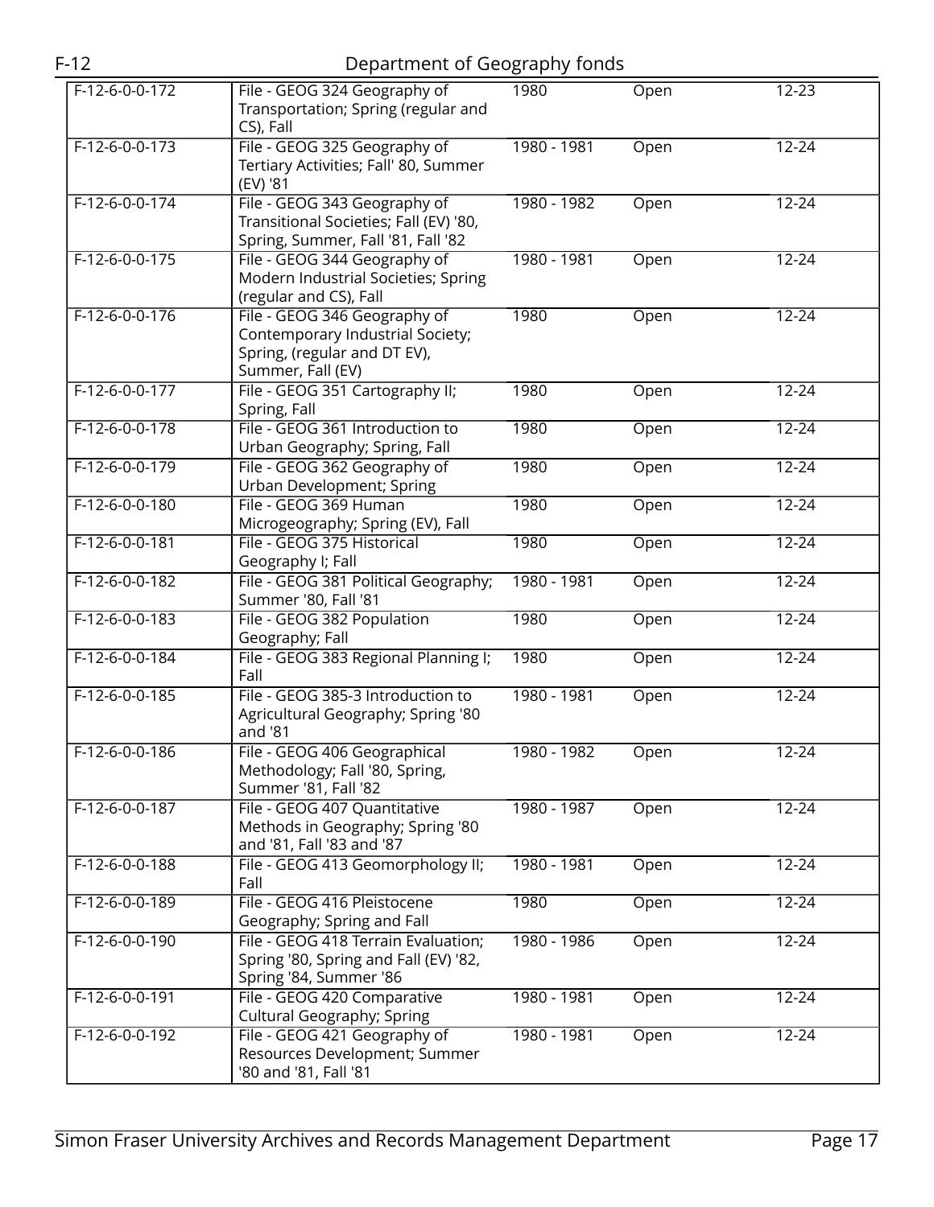| F-12-6-0-0-172 | File - GEOG 324 Geography of Transportation; Spring (regular and CS), Fall | 1980 | Open | 12-23 |
|---|---|---|---|---|
| F-12-6-0-0-173 | File - GEOG 325 Geography of Tertiary Activities; Fall' 80, Summer (EV) '81 | 1980 - 1981 | Open | 12-24 |
| F-12-6-0-0-174 | File - GEOG 343 Geography of Transitional Societies; Fall (EV) '80, Spring, Summer, Fall '81, Fall '82 | 1980 - 1982 | Open | 12-24 |
| F-12-6-0-0-175 | File - GEOG 344 Geography of Modern Industrial Societies; Spring (regular and CS), Fall | 1980 - 1981 | Open | 12-24 |
| F-12-6-0-0-176 | File - GEOG 346 Geography of Contemporary Industrial Society; Spring, (regular and DT EV), Summer, Fall (EV) | 1980 | Open | 12-24 |
| F-12-6-0-0-177 | File - GEOG 351 Cartography II; Spring, Fall | 1980 | Open | 12-24 |
| F-12-6-0-0-178 | File - GEOG 361 Introduction to Urban Geography; Spring, Fall | 1980 | Open | 12-24 |
| F-12-6-0-0-179 | File - GEOG 362 Geography of Urban Development; Spring | 1980 | Open | 12-24 |
| F-12-6-0-0-180 | File - GEOG 369 Human Microgeography; Spring (EV), Fall | 1980 | Open | 12-24 |
| F-12-6-0-0-181 | File - GEOG 375 Historical Geography I; Fall | 1980 | Open | 12-24 |
| F-12-6-0-0-182 | File - GEOG 381 Political Geography; Summer '80, Fall '81 | 1980 - 1981 | Open | 12-24 |
| F-12-6-0-0-183 | File - GEOG 382 Population Geography; Fall | 1980 | Open | 12-24 |
| F-12-6-0-0-184 | File - GEOG 383 Regional Planning I; Fall | 1980 | Open | 12-24 |
| F-12-6-0-0-185 | File - GEOG 385-3 Introduction to Agricultural Geography; Spring '80 and '81 | 1980 - 1981 | Open | 12-24 |
| F-12-6-0-0-186 | File - GEOG 406 Geographical Methodology; Fall '80, Spring, Summer '81, Fall '82 | 1980 - 1982 | Open | 12-24 |
| F-12-6-0-0-187 | File - GEOG 407 Quantitative Methods in Geography; Spring '80 and '81, Fall '83 and '87 | 1980 - 1987 | Open | 12-24 |
| F-12-6-0-0-188 | File - GEOG 413 Geomorphology II; Fall | 1980 - 1981 | Open | 12-24 |
| F-12-6-0-0-189 | File - GEOG 416 Pleistocene Geography; Spring and Fall | 1980 | Open | 12-24 |
| F-12-6-0-0-190 | File - GEOG 418 Terrain Evaluation; Spring '80, Spring and Fall (EV) '82, Spring '84, Summer '86 | 1980 - 1986 | Open | 12-24 |
| F-12-6-0-0-191 | File - GEOG 420 Comparative Cultural Geography; Spring | 1980 - 1981 | Open | 12-24 |
| F-12-6-0-0-192 | File - GEOG 421 Geography of Resources Development; Summer '80 and '81, Fall '81 | 1980 - 1981 | Open | 12-24 |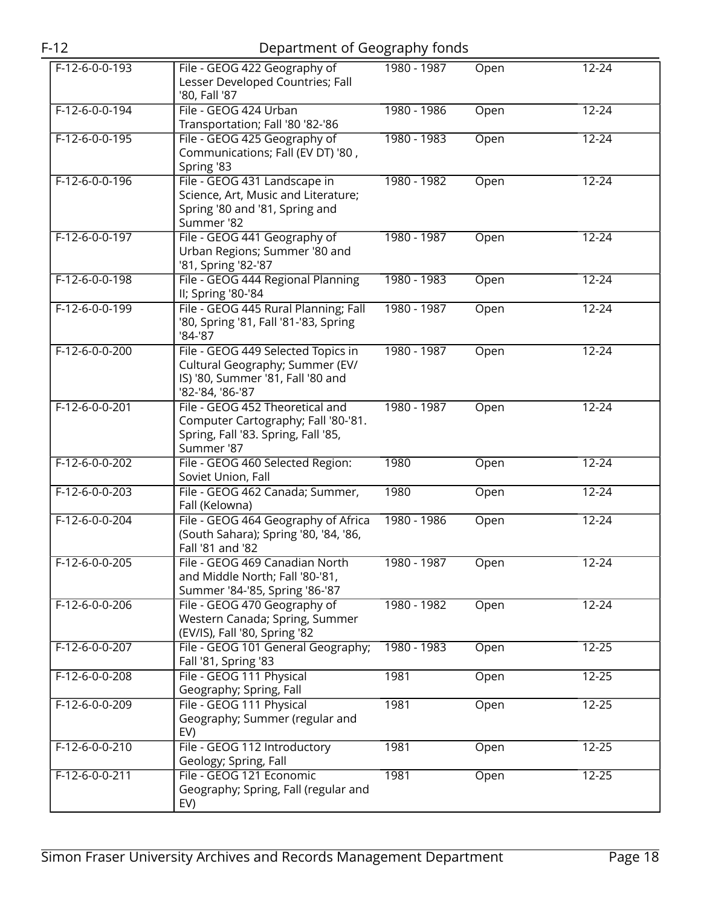| | | | | |
|---|---|---|---|---|
| F-12-6-0-0-193 | File - GEOG 422 Geography of Lesser Developed Countries; Fall '80, Fall '87 | 1980 - 1987 | Open | 12-24 |
| F-12-6-0-0-194 | File - GEOG 424 Urban Transportation; Fall '80 '82-'86 | 1980 - 1986 | Open | 12-24 |
| F-12-6-0-0-195 | File - GEOG 425 Geography of Communications; Fall (EV DT) '80 , Spring '83 | 1980 - 1983 | Open | 12-24 |
| F-12-6-0-0-196 | File - GEOG 431 Landscape in Science, Art, Music and Literature; Spring '80 and '81, Spring and Summer '82 | 1980 - 1982 | Open | 12-24 |
| F-12-6-0-0-197 | File - GEOG 441 Geography of Urban Regions; Summer '80 and '81, Spring '82-'87 | 1980 - 1987 | Open | 12-24 |
| F-12-6-0-0-198 | File - GEOG 444 Regional Planning II; Spring '80-'84 | 1980 - 1983 | Open | 12-24 |
| F-12-6-0-0-199 | File - GEOG 445 Rural Planning; Fall '80, Spring '81, Fall '81-'83, Spring '84-'87 | 1980 - 1987 | Open | 12-24 |
| F-12-6-0-0-200 | File - GEOG 449 Selected Topics in Cultural Geography; Summer (EV/IS) '80, Summer '81, Fall '80 and '82-'84, '86-'87 | 1980 - 1987 | Open | 12-24 |
| F-12-6-0-0-201 | File - GEOG 452 Theoretical and Computer Cartography; Fall '80-'81. Spring, Fall '83. Spring, Fall '85, Summer '87 | 1980 - 1987 | Open | 12-24 |
| F-12-6-0-0-202 | File - GEOG 460 Selected Region: Soviet Union, Fall | 1980 | Open | 12-24 |
| F-12-6-0-0-203 | File - GEOG 462 Canada; Summer, Fall (Kelowna) | 1980 | Open | 12-24 |
| F-12-6-0-0-204 | File - GEOG 464 Geography of Africa (South Sahara); Spring '80, '84, '86, Fall '81 and '82 | 1980 - 1986 | Open | 12-24 |
| F-12-6-0-0-205 | File - GEOG 469 Canadian North and Middle North; Fall '80-'81, Summer '84-'85, Spring '86-'87 | 1980 - 1987 | Open | 12-24 |
| F-12-6-0-0-206 | File - GEOG 470 Geography of Western Canada; Spring, Summer (EV/IS), Fall '80, Spring '82 | 1980 - 1982 | Open | 12-24 |
| F-12-6-0-0-207 | File - GEOG 101 General Geography; Fall '81, Spring '83 | 1980 - 1983 | Open | 12-25 |
| F-12-6-0-0-208 | File - GEOG 111 Physical Geography; Spring, Fall | 1981 | Open | 12-25 |
| F-12-6-0-0-209 | File - GEOG 111 Physical Geography; Summer (regular and EV) | 1981 | Open | 12-25 |
| F-12-6-0-0-210 | File - GEOG 112 Introductory Geology; Spring, Fall | 1981 | Open | 12-25 |
| F-12-6-0-0-211 | File - GEOG 121 Economic Geography; Spring, Fall (regular and EV) | 1981 | Open | 12-25 |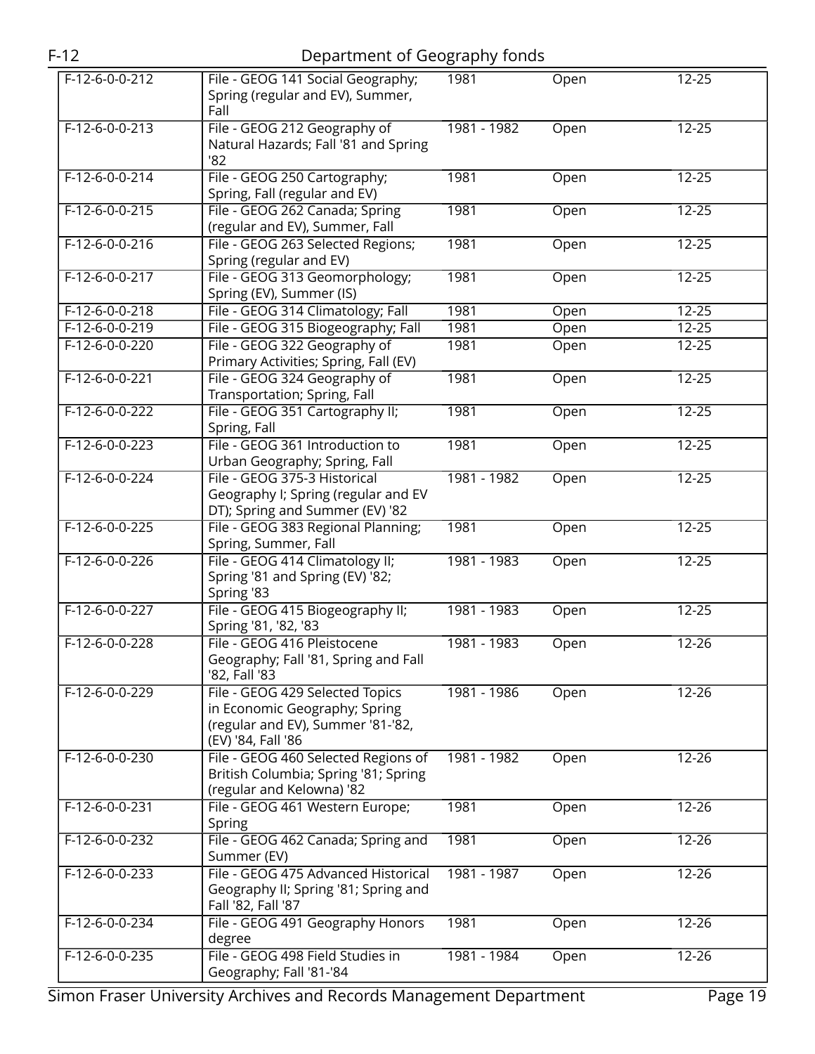| F-12-6-0-0-212 | File - GEOG 141 Social Geography; Spring (regular and EV), Summer, Fall | 1981 | Open | 12-25 |
|---|---|---|---|---|
| F-12-6-0-0-213 | File - GEOG 212 Geography of Natural Hazards; Fall '81 and Spring '82 | 1981 - 1982 | Open | 12-25 |
| F-12-6-0-0-214 | File - GEOG 250 Cartography; Spring, Fall (regular and EV) | 1981 | Open | 12-25 |
| F-12-6-0-0-215 | File - GEOG 262 Canada; Spring (regular and EV), Summer, Fall | 1981 | Open | 12-25 |
| F-12-6-0-0-216 | File - GEOG 263 Selected Regions; Spring (regular and EV) | 1981 | Open | 12-25 |
| F-12-6-0-0-217 | File - GEOG 313 Geomorphology; Spring (EV), Summer (IS) | 1981 | Open | 12-25 |
| F-12-6-0-0-218 | File - GEOG 314 Climatology; Fall | 1981 | Open | 12-25 |
| F-12-6-0-0-219 | File - GEOG 315 Biogeography; Fall | 1981 | Open | 12-25 |
| F-12-6-0-0-220 | File - GEOG 322 Geography of Primary Activities; Spring, Fall (EV) | 1981 | Open | 12-25 |
| F-12-6-0-0-221 | File - GEOG 324 Geography of Transportation; Spring, Fall | 1981 | Open | 12-25 |
| F-12-6-0-0-222 | File - GEOG 351 Cartography II; Spring, Fall | 1981 | Open | 12-25 |
| F-12-6-0-0-223 | File - GEOG 361 Introduction to Urban Geography; Spring, Fall | 1981 | Open | 12-25 |
| F-12-6-0-0-224 | File - GEOG 375-3 Historical Geography I; Spring (regular and EV DT); Spring and Summer (EV) '82 | 1981 - 1982 | Open | 12-25 |
| F-12-6-0-0-225 | File - GEOG 383 Regional Planning; Spring, Summer, Fall | 1981 | Open | 12-25 |
| F-12-6-0-0-226 | File - GEOG 414 Climatology II; Spring '81 and Spring (EV) '82; Spring '83 | 1981 - 1983 | Open | 12-25 |
| F-12-6-0-0-227 | File - GEOG 415 Biogeography II; Spring '81, '82, '83 | 1981 - 1983 | Open | 12-25 |
| F-12-6-0-0-228 | File - GEOG 416 Pleistocene Geography; Fall '81, Spring and Fall '82, Fall '83 | 1981 - 1983 | Open | 12-26 |
| F-12-6-0-0-229 | File - GEOG 429 Selected Topics in Economic Geography; Spring (regular and EV), Summer '81-'82, (EV) '84, Fall '86 | 1981 - 1986 | Open | 12-26 |
| F-12-6-0-0-230 | File - GEOG 460 Selected Regions of British Columbia; Spring '81; Spring (regular and Kelowna) '82 | 1981 - 1982 | Open | 12-26 |
| F-12-6-0-0-231 | File - GEOG 461 Western Europe; Spring | 1981 | Open | 12-26 |
| F-12-6-0-0-232 | File - GEOG 462 Canada; Spring and Summer (EV) | 1981 | Open | 12-26 |
| F-12-6-0-0-233 | File - GEOG 475 Advanced Historical Geography II; Spring '81; Spring and Fall '82, Fall '87 | 1981 - 1987 | Open | 12-26 |
| F-12-6-0-0-234 | File - GEOG 491 Geography Honors degree | 1981 | Open | 12-26 |
| F-12-6-0-0-235 | File - GEOG 498 Field Studies in Geography; Fall '81-'84 | 1981 - 1984 | Open | 12-26 |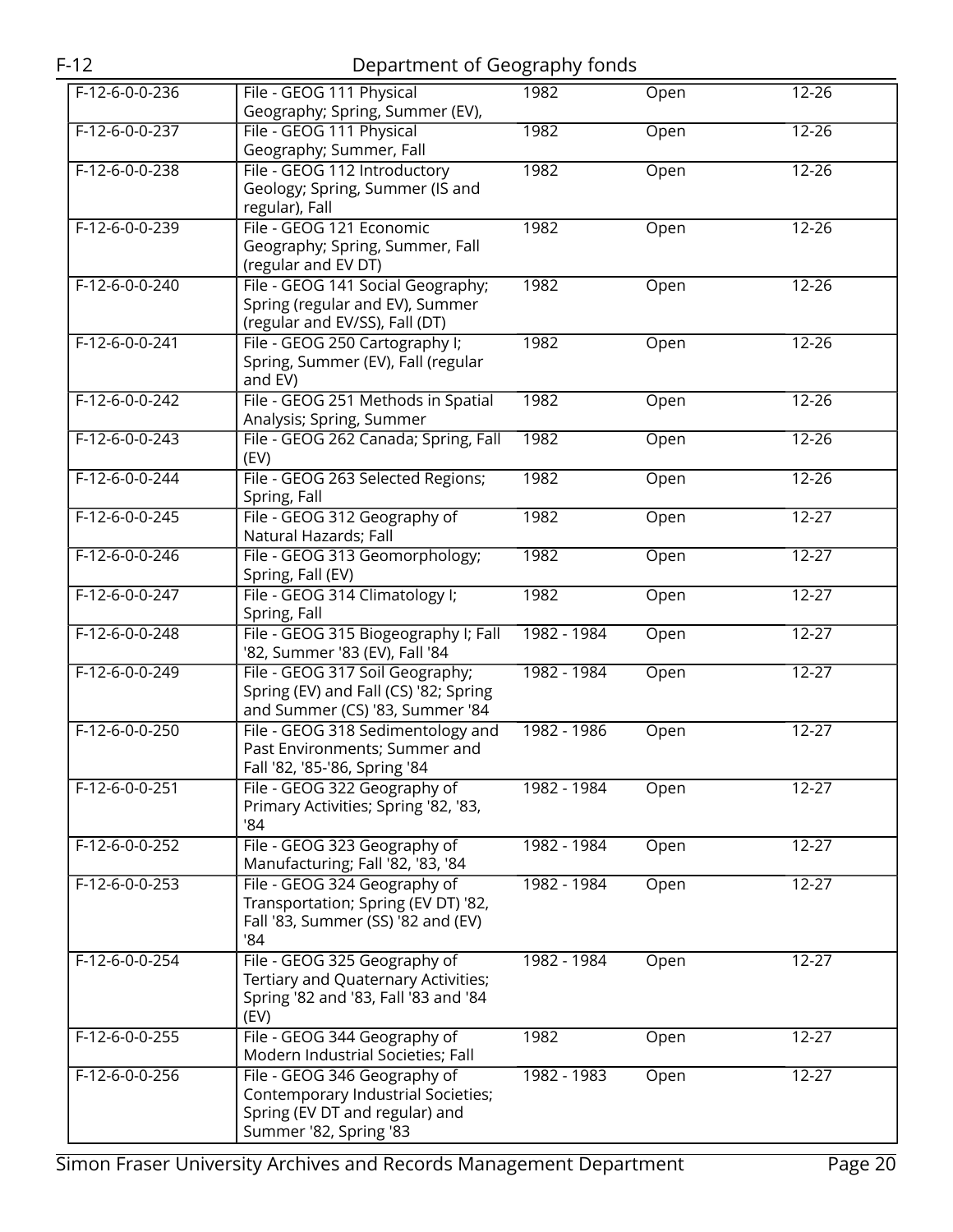| | | | | |
|---|---|---|---|---|
| F-12-6-0-0-236 | File - GEOG 111 Physical Geography; Spring, Summer (EV), | 1982 | Open | 12-26 |
| F-12-6-0-0-237 | File - GEOG 111 Physical Geography; Summer, Fall | 1982 | Open | 12-26 |
| F-12-6-0-0-238 | File - GEOG 112 Introductory Geology; Spring, Summer (IS and regular), Fall | 1982 | Open | 12-26 |
| F-12-6-0-0-239 | File - GEOG 121 Economic Geography; Spring, Summer, Fall (regular and EV DT) | 1982 | Open | 12-26 |
| F-12-6-0-0-240 | File - GEOG 141 Social Geography; Spring (regular and EV), Summer (regular and EV/SS), Fall (DT) | 1982 | Open | 12-26 |
| F-12-6-0-0-241 | File - GEOG 250 Cartography I; Spring, Summer (EV), Fall (regular and EV) | 1982 | Open | 12-26 |
| F-12-6-0-0-242 | File - GEOG 251 Methods in Spatial Analysis; Spring, Summer | 1982 | Open | 12-26 |
| F-12-6-0-0-243 | File - GEOG 262 Canada; Spring, Fall (EV) | 1982 | Open | 12-26 |
| F-12-6-0-0-244 | File - GEOG 263 Selected Regions; Spring, Fall | 1982 | Open | 12-26 |
| F-12-6-0-0-245 | File - GEOG 312 Geography of Natural Hazards; Fall | 1982 | Open | 12-27 |
| F-12-6-0-0-246 | File - GEOG 313 Geomorphology; Spring, Fall (EV) | 1982 | Open | 12-27 |
| F-12-6-0-0-247 | File - GEOG 314 Climatology I; Spring, Fall | 1982 | Open | 12-27 |
| F-12-6-0-0-248 | File - GEOG 315 Biogeography I; Fall '82, Summer '83 (EV), Fall '84 | 1982 - 1984 | Open | 12-27 |
| F-12-6-0-0-249 | File - GEOG 317 Soil Geography; Spring (EV) and Fall (CS) '82; Spring and Summer (CS) '83, Summer '84 | 1982 - 1984 | Open | 12-27 |
| F-12-6-0-0-250 | File - GEOG 318 Sedimentology and Past Environments; Summer and Fall '82, '85-'86, Spring '84 | 1982 - 1986 | Open | 12-27 |
| F-12-6-0-0-251 | File - GEOG 322 Geography of Primary Activities; Spring '82, '83, '84 | 1982 - 1984 | Open | 12-27 |
| F-12-6-0-0-252 | File - GEOG 323 Geography of Manufacturing; Fall '82, '83, '84 | 1982 - 1984 | Open | 12-27 |
| F-12-6-0-0-253 | File - GEOG 324 Geography of Transportation; Spring (EV DT) '82, Fall '83, Summer (SS) '82 and (EV) '84 | 1982 - 1984 | Open | 12-27 |
| F-12-6-0-0-254 | File - GEOG 325 Geography of Tertiary and Quaternary Activities; Spring '82 and '83, Fall '83 and '84 (EV) | 1982 - 1984 | Open | 12-27 |
| F-12-6-0-0-255 | File - GEOG 344 Geography of Modern Industrial Societies; Fall | 1982 | Open | 12-27 |
| F-12-6-0-0-256 | File - GEOG 346 Geography of Contemporary Industrial Societies; Spring (EV DT and regular) and Summer '82, Spring '83 | 1982 - 1983 | Open | 12-27 |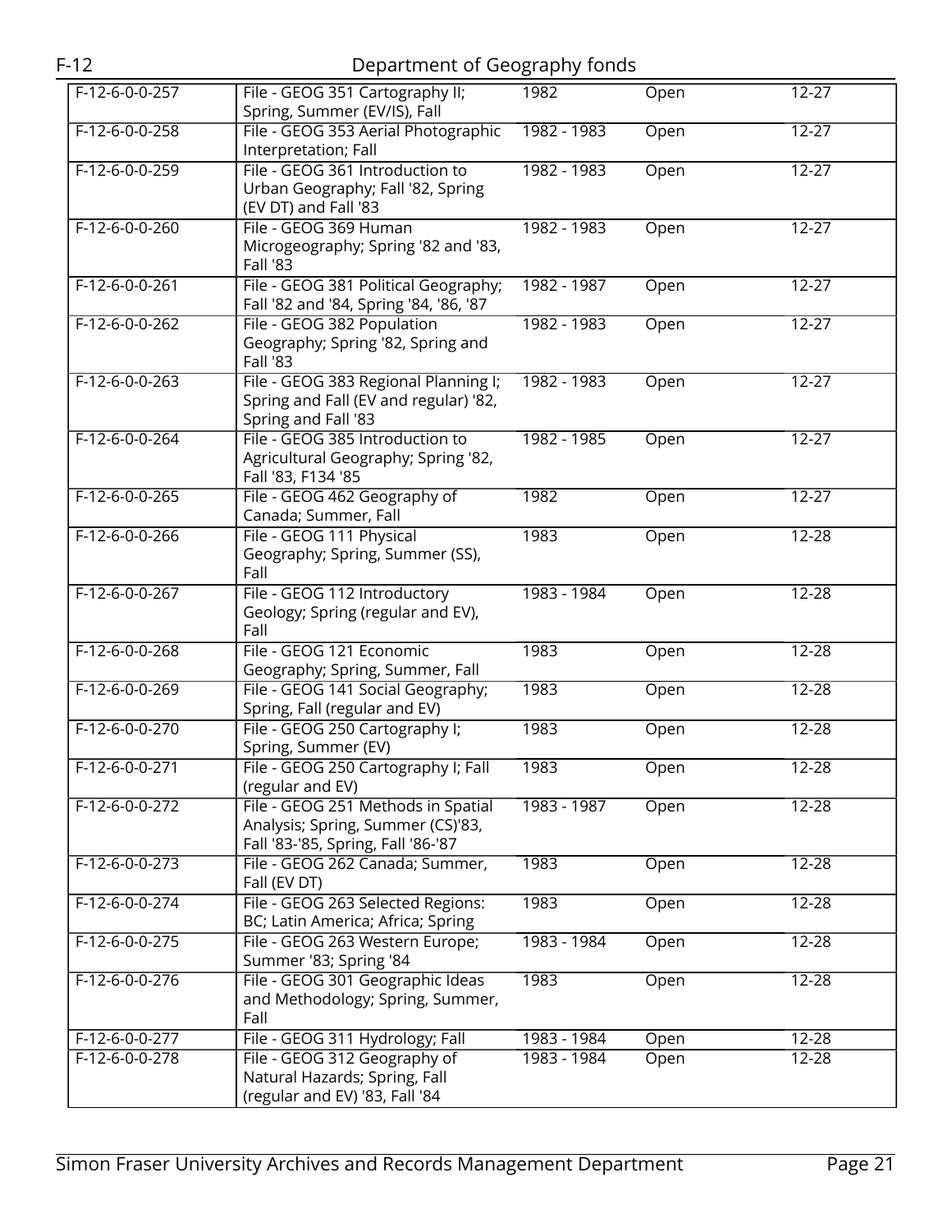| | | | | |
|---|---|---|---|---|
| F-12-6-0-0-257 | File - GEOG 351 Cartography II; Spring, Summer (EV/IS), Fall | 1982 | Open | 12-27 |
| F-12-6-0-0-258 | File - GEOG 353 Aerial Photographic Interpretation; Fall | 1982 - 1983 | Open | 12-27 |
| F-12-6-0-0-259 | File - GEOG 361 Introduction to Urban Geography; Fall '82, Spring (EV DT) and Fall '83 | 1982 - 1983 | Open | 12-27 |
| F-12-6-0-0-260 | File - GEOG 369 Human Microgeography; Spring '82 and '83, Fall '83 | 1982 - 1983 | Open | 12-27 |
| F-12-6-0-0-261 | File - GEOG 381 Political Geography; Fall '82 and '84, Spring '84, '86, '87 | 1982 - 1987 | Open | 12-27 |
| F-12-6-0-0-262 | File - GEOG 382 Population Geography; Spring '82, Spring and Fall '83 | 1982 - 1983 | Open | 12-27 |
| F-12-6-0-0-263 | File - GEOG 383 Regional Planning I; Spring and Fall (EV and regular) '82, Spring and Fall '83 | 1982 - 1983 | Open | 12-27 |
| F-12-6-0-0-264 | File - GEOG 385 Introduction to Agricultural Geography; Spring '82, Fall '83, F134 '85 | 1982 - 1985 | Open | 12-27 |
| F-12-6-0-0-265 | File - GEOG 462 Geography of Canada; Summer, Fall | 1982 | Open | 12-27 |
| F-12-6-0-0-266 | File - GEOG 111 Physical Geography; Spring, Summer (SS), Fall | 1983 | Open | 12-28 |
| F-12-6-0-0-267 | File - GEOG 112 Introductory Geology; Spring (regular and EV), Fall | 1983 - 1984 | Open | 12-28 |
| F-12-6-0-0-268 | File - GEOG 121 Economic Geography; Spring, Summer, Fall | 1983 | Open | 12-28 |
| F-12-6-0-0-269 | File - GEOG 141 Social Geography; Spring, Fall (regular and EV) | 1983 | Open | 12-28 |
| F-12-6-0-0-270 | File - GEOG 250 Cartography I; Spring, Summer (EV) | 1983 | Open | 12-28 |
| F-12-6-0-0-271 | File - GEOG 250 Cartography I; Fall (regular and EV) | 1983 | Open | 12-28 |
| F-12-6-0-0-272 | File - GEOG 251 Methods in Spatial Analysis; Spring, Summer (CS)'83, Fall '83-'85, Spring, Fall '86-'87 | 1983 - 1987 | Open | 12-28 |
| F-12-6-0-0-273 | File - GEOG 262 Canada; Summer, Fall (EV DT) | 1983 | Open | 12-28 |
| F-12-6-0-0-274 | File - GEOG 263 Selected Regions: BC; Latin America; Africa; Spring | 1983 | Open | 12-28 |
| F-12-6-0-0-275 | File - GEOG 263 Western Europe; Summer '83; Spring '84 | 1983 - 1984 | Open | 12-28 |
| F-12-6-0-0-276 | File - GEOG 301 Geographic Ideas and Methodology; Spring, Summer, Fall | 1983 | Open | 12-28 |
| F-12-6-0-0-277 | File - GEOG 311 Hydrology; Fall | 1983 - 1984 | Open | 12-28 |
| F-12-6-0-0-278 | File - GEOG 312 Geography of Natural Hazards; Spring, Fall (regular and EV) '83, Fall '84 | 1983 - 1984 | Open | 12-28 |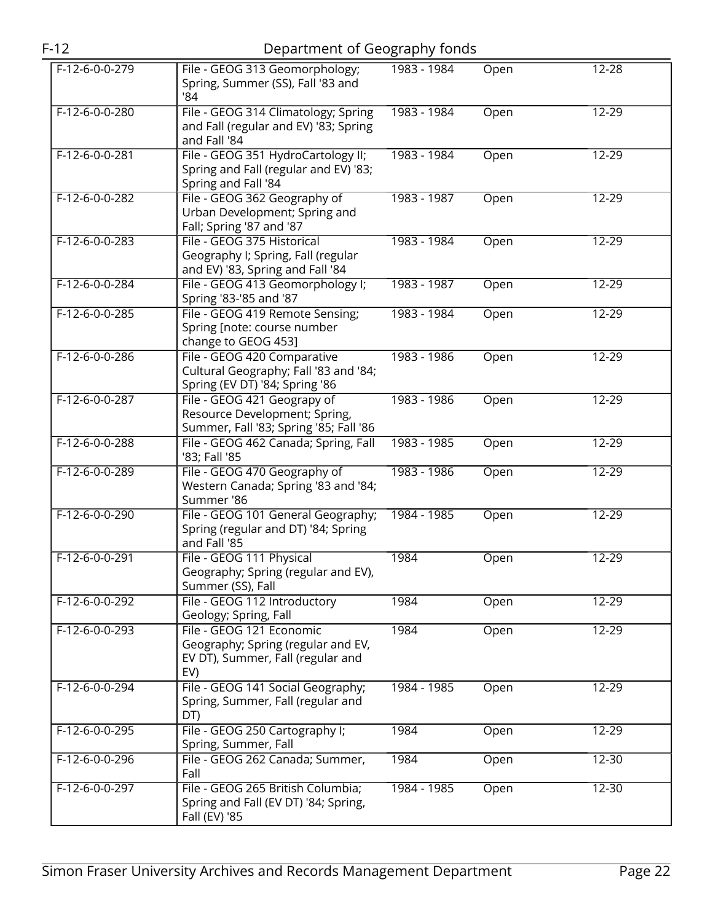| | | | | |
|---|---|---|---|---|
| F-12-6-0-0-279 | File - GEOG 313 Geomorphology; Spring, Summer (SS), Fall '83 and '84 | 1983 - 1984 | Open | 12-28 |
| F-12-6-0-0-280 | File - GEOG 314 Climatology; Spring and Fall (regular and EV) '83; Spring and Fall '84 | 1983 - 1984 | Open | 12-29 |
| F-12-6-0-0-281 | File - GEOG 351 HydroCartology II; Spring and Fall (regular and EV) '83; Spring and Fall '84 | 1983 - 1984 | Open | 12-29 |
| F-12-6-0-0-282 | File - GEOG 362 Geography of Urban Development; Spring and Fall; Spring '87 and '87 | 1983 - 1987 | Open | 12-29 |
| F-12-6-0-0-283 | File - GEOG 375 Historical Geography I; Spring, Fall (regular and EV) '83, Spring and Fall '84 | 1983 - 1984 | Open | 12-29 |
| F-12-6-0-0-284 | File - GEOG 413 Geomorphology I; Spring '83-'85 and '87 | 1983 - 1987 | Open | 12-29 |
| F-12-6-0-0-285 | File - GEOG 419 Remote Sensing; Spring [note: course number change to GEOG 453] | 1983 - 1984 | Open | 12-29 |
| F-12-6-0-0-286 | File - GEOG 420 Comparative Cultural Geography; Fall '83 and '84; Spring (EV DT) '84; Spring '86 | 1983 - 1986 | Open | 12-29 |
| F-12-6-0-0-287 | File - GEOG 421 Geograpy of Resource Development; Spring, Summer, Fall '83; Spring '85; Fall '86 | 1983 - 1986 | Open | 12-29 |
| F-12-6-0-0-288 | File - GEOG 462 Canada; Spring, Fall '83; Fall '85 | 1983 - 1985 | Open | 12-29 |
| F-12-6-0-0-289 | File - GEOG 470 Geography of Western Canada; Spring '83 and '84; Summer '86 | 1983 - 1986 | Open | 12-29 |
| F-12-6-0-0-290 | File - GEOG 101 General Geography; Spring (regular and DT) '84; Spring and Fall '85 | 1984 - 1985 | Open | 12-29 |
| F-12-6-0-0-291 | File - GEOG 111 Physical Geography; Spring (regular and EV), Summer (SS), Fall | 1984 | Open | 12-29 |
| F-12-6-0-0-292 | File - GEOG 112 Introductory Geology; Spring, Fall | 1984 | Open | 12-29 |
| F-12-6-0-0-293 | File - GEOG 121 Economic Geography; Spring (regular and EV, EV DT), Summer, Fall (regular and EV) | 1984 | Open | 12-29 |
| F-12-6-0-0-294 | File - GEOG 141 Social Geography; Spring, Summer, Fall (regular and DT) | 1984 - 1985 | Open | 12-29 |
| F-12-6-0-0-295 | File - GEOG 250 Cartography I; Spring, Summer, Fall | 1984 | Open | 12-29 |
| F-12-6-0-0-296 | File - GEOG 262 Canada; Summer, Fall | 1984 | Open | 12-30 |
| F-12-6-0-0-297 | File - GEOG 265 British Columbia; Spring and Fall (EV DT) '84; Spring, Fall (EV) '85 | 1984 - 1985 | Open | 12-30 |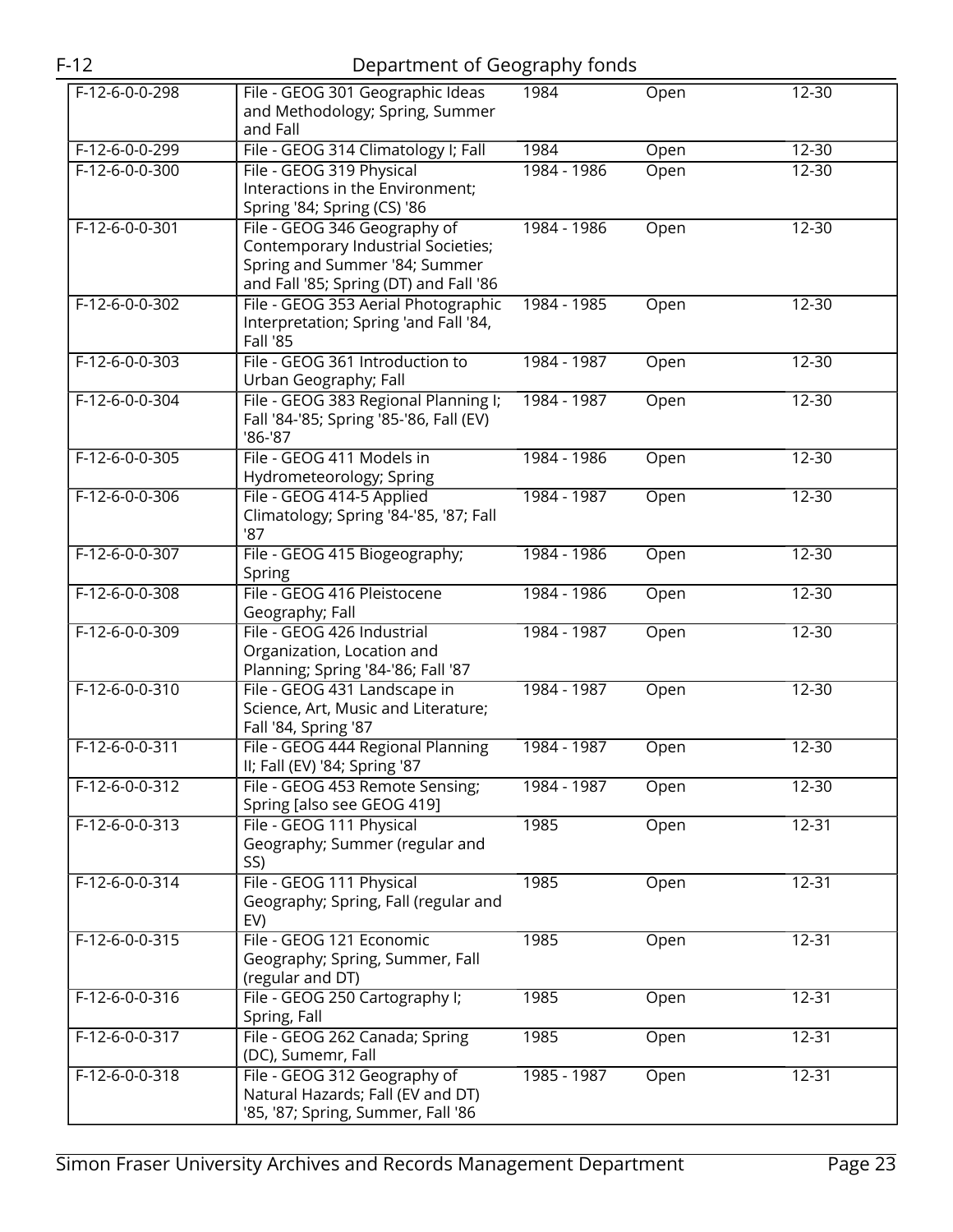| | | | | |
|---|---|---|---|---|
| F-12-6-0-0-298 | File - GEOG 301 Geographic Ideas and Methodology; Spring, Summer and Fall | 1984 | Open | 12-30 |
| F-12-6-0-0-299 | File - GEOG 314 Climatology I; Fall | 1984 | Open | 12-30 |
| F-12-6-0-0-300 | File - GEOG 319 Physical Interactions in the Environment; Spring '84; Spring (CS) '86 | 1984 - 1986 | Open | 12-30 |
| F-12-6-0-0-301 | File - GEOG 346 Geography of Contemporary Industrial Societies; Spring and Summer '84; Summer and Fall '85; Spring (DT) and Fall '86 | 1984 - 1986 | Open | 12-30 |
| F-12-6-0-0-302 | File - GEOG 353 Aerial Photographic Interpretation; Spring 'and Fall '84, Fall '85 | 1984 - 1985 | Open | 12-30 |
| F-12-6-0-0-303 | File - GEOG 361 Introduction to Urban Geography; Fall | 1984 - 1987 | Open | 12-30 |
| F-12-6-0-0-304 | File - GEOG 383 Regional Planning I; Fall '84-'85; Spring '85-'86, Fall (EV) '86-'87 | 1984 - 1987 | Open | 12-30 |
| F-12-6-0-0-305 | File - GEOG 411 Models in Hydrometeorology; Spring | 1984 - 1986 | Open | 12-30 |
| F-12-6-0-0-306 | File - GEOG 414-5 Applied Climatology; Spring '84-'85, '87; Fall '87 | 1984 - 1987 | Open | 12-30 |
| F-12-6-0-0-307 | File - GEOG 415 Biogeography; Spring | 1984 - 1986 | Open | 12-30 |
| F-12-6-0-0-308 | File - GEOG 416 Pleistocene Geography; Fall | 1984 - 1986 | Open | 12-30 |
| F-12-6-0-0-309 | File - GEOG 426 Industrial Organization, Location and Planning; Spring '84-'86; Fall '87 | 1984 - 1987 | Open | 12-30 |
| F-12-6-0-0-310 | File - GEOG 431 Landscape in Science, Art, Music and Literature; Fall '84, Spring '87 | 1984 - 1987 | Open | 12-30 |
| F-12-6-0-0-311 | File - GEOG 444 Regional Planning II; Fall (EV) '84; Spring '87 | 1984 - 1987 | Open | 12-30 |
| F-12-6-0-0-312 | File - GEOG 453 Remote Sensing; Spring [also see GEOG 419] | 1984 - 1987 | Open | 12-30 |
| F-12-6-0-0-313 | File - GEOG 111 Physical Geography; Summer (regular and SS) | 1985 | Open | 12-31 |
| F-12-6-0-0-314 | File - GEOG 111 Physical Geography; Spring, Fall (regular and EV) | 1985 | Open | 12-31 |
| F-12-6-0-0-315 | File - GEOG 121 Economic Geography; Spring, Summer, Fall (regular and DT) | 1985 | Open | 12-31 |
| F-12-6-0-0-316 | File - GEOG 250 Cartography I; Spring, Fall | 1985 | Open | 12-31 |
| F-12-6-0-0-317 | File - GEOG 262 Canada; Spring (DC), Sumemr, Fall | 1985 | Open | 12-31 |
| F-12-6-0-0-318 | File - GEOG 312 Geography of Natural Hazards; Fall (EV and DT) '85, '87; Spring, Summer, Fall '86 | 1985 - 1987 | Open | 12-31 |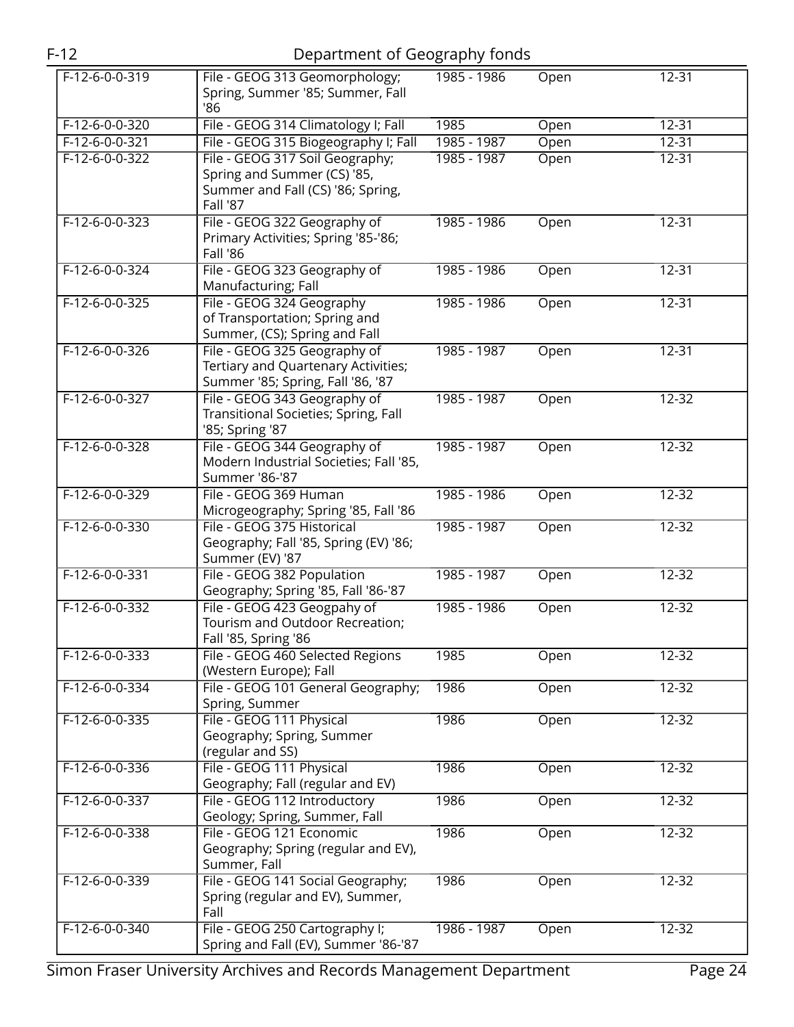| | | | | |
|---|---|---|---|---|
| F-12-6-0-0-319 | File - GEOG 313 Geomorphology; Spring, Summer '85; Summer, Fall '86 | 1985 - 1986 | Open | 12-31 |
| F-12-6-0-0-320 | File - GEOG 314 Climatology I; Fall | 1985 | Open | 12-31 |
| F-12-6-0-0-321 | File - GEOG 315 Biogeography I; Fall | 1985 - 1987 | Open | 12-31 |
| F-12-6-0-0-322 | File - GEOG 317 Soil Geography; Spring and Summer (CS) '85, Summer and Fall (CS) '86; Spring, Fall '87 | 1985 - 1987 | Open | 12-31 |
| F-12-6-0-0-323 | File - GEOG 322 Geography of Primary Activities; Spring '85-'86; Fall '86 | 1985 - 1986 | Open | 12-31 |
| F-12-6-0-0-324 | File - GEOG 323 Geography of Manufacturing; Fall | 1985 - 1986 | Open | 12-31 |
| F-12-6-0-0-325 | File - GEOG 324 Geography of Transportation; Spring and Summer, (CS); Spring and Fall | 1985 - 1986 | Open | 12-31 |
| F-12-6-0-0-326 | File - GEOG 325 Geography of Tertiary and Quartenary Activities; Summer '85; Spring, Fall '86, '87 | 1985 - 1987 | Open | 12-31 |
| F-12-6-0-0-327 | File - GEOG 343 Geography of Transitional Societies; Spring, Fall '85; Spring '87 | 1985 - 1987 | Open | 12-32 |
| F-12-6-0-0-328 | File - GEOG 344 Geography of Modern Industrial Societies; Fall '85, Summer '86-'87 | 1985 - 1987 | Open | 12-32 |
| F-12-6-0-0-329 | File - GEOG 369 Human Microgeography; Spring '85, Fall '86 | 1985 - 1986 | Open | 12-32 |
| F-12-6-0-0-330 | File - GEOG 375 Historical Geography; Fall '85, Spring (EV) '86; Summer (EV) '87 | 1985 - 1987 | Open | 12-32 |
| F-12-6-0-0-331 | File - GEOG 382 Population Geography; Spring '85, Fall '86-'87 | 1985 - 1987 | Open | 12-32 |
| F-12-6-0-0-332 | File - GEOG 423 Geogpahy of Tourism and Outdoor Recreation; Fall '85, Spring '86 | 1985 - 1986 | Open | 12-32 |
| F-12-6-0-0-333 | File - GEOG 460 Selected Regions (Western Europe); Fall | 1985 | Open | 12-32 |
| F-12-6-0-0-334 | File - GEOG 101 General Geography; Spring, Summer | 1986 | Open | 12-32 |
| F-12-6-0-0-335 | File - GEOG 111 Physical Geography; Spring, Summer (regular and SS) | 1986 | Open | 12-32 |
| F-12-6-0-0-336 | File - GEOG 111 Physical Geography; Fall (regular and EV) | 1986 | Open | 12-32 |
| F-12-6-0-0-337 | File - GEOG 112 Introductory Geology; Spring, Summer, Fall | 1986 | Open | 12-32 |
| F-12-6-0-0-338 | File - GEOG 121 Economic Geography; Spring (regular and EV), Summer, Fall | 1986 | Open | 12-32 |
| F-12-6-0-0-339 | File - GEOG 141 Social Geography; Spring (regular and EV), Summer, Fall | 1986 | Open | 12-32 |
| F-12-6-0-0-340 | File - GEOG 250 Cartography I; Spring and Fall (EV), Summer '86-'87 | 1986 - 1987 | Open | 12-32 |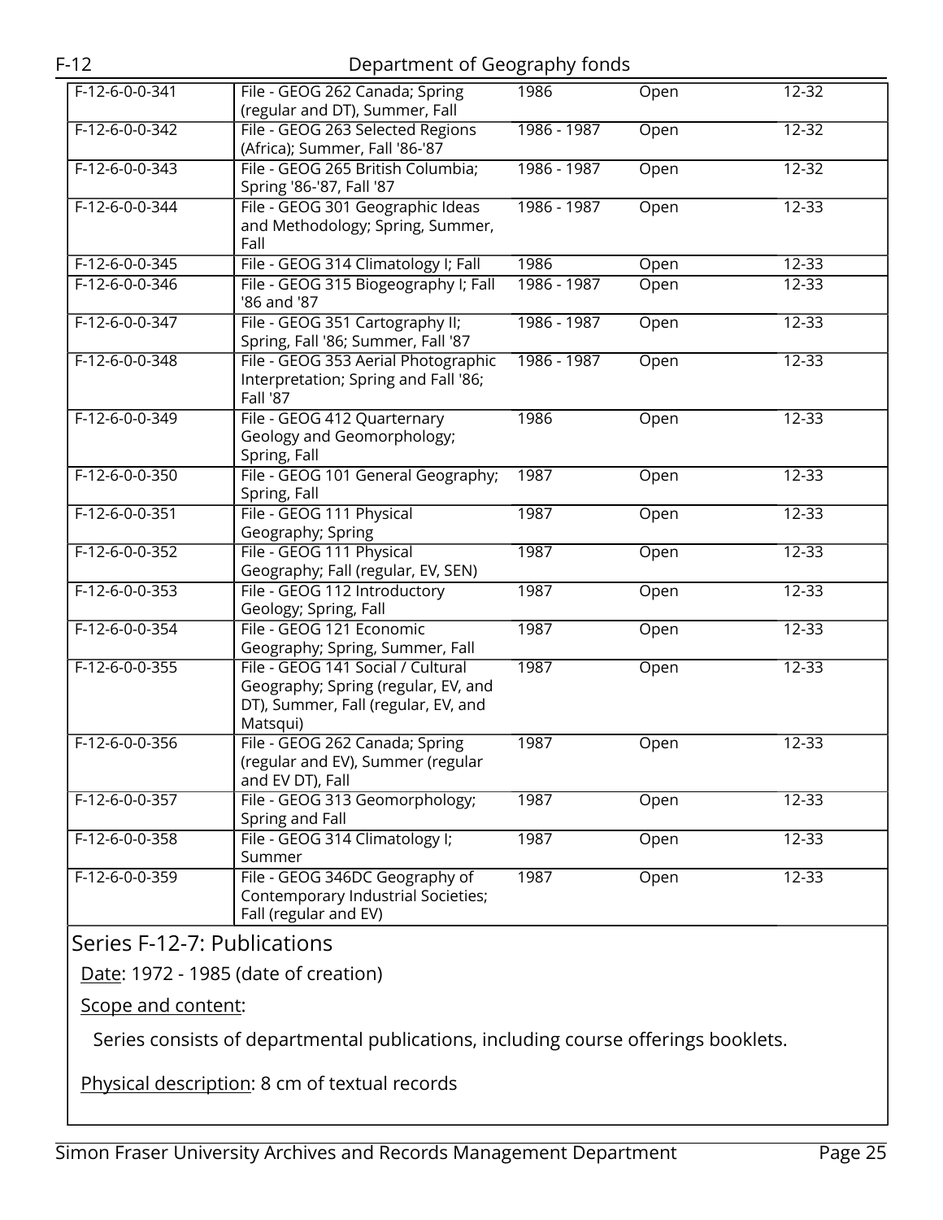| | | | | |
|---|---|---|---|---|
| F-12-6-0-0-341 | File - GEOG 262 Canada; Spring (regular and DT), Summer, Fall | 1986 | Open | 12-32 |
| F-12-6-0-0-342 | File - GEOG 263 Selected Regions (Africa); Summer, Fall '86-'87 | 1986 - 1987 | Open | 12-32 |
| F-12-6-0-0-343 | File - GEOG 265 British Columbia; Spring '86-'87, Fall '87 | 1986 - 1987 | Open | 12-32 |
| F-12-6-0-0-344 | File - GEOG 301 Geographic Ideas and Methodology; Spring, Summer, Fall | 1986 - 1987 | Open | 12-33 |
| F-12-6-0-0-345 | File - GEOG 314 Climatology I; Fall | 1986 | Open | 12-33 |
| F-12-6-0-0-346 | File - GEOG 315 Biogeography I; Fall '86 and '87 | 1986 - 1987 | Open | 12-33 |
| F-12-6-0-0-347 | File - GEOG 351 Cartography II; Spring, Fall '86; Summer, Fall '87 | 1986 - 1987 | Open | 12-33 |
| F-12-6-0-0-348 | File - GEOG 353 Aerial Photographic Interpretation; Spring and Fall '86; Fall '87 | 1986 - 1987 | Open | 12-33 |
| F-12-6-0-0-349 | File - GEOG 412 Quarternary Geology and Geomorphology; Spring, Fall | 1986 | Open | 12-33 |
| F-12-6-0-0-350 | File - GEOG 101 General Geography; Spring, Fall | 1987 | Open | 12-33 |
| F-12-6-0-0-351 | File - GEOG 111 Physical Geography; Spring | 1987 | Open | 12-33 |
| F-12-6-0-0-352 | File - GEOG 111 Physical Geography; Fall (regular, EV, SEN) | 1987 | Open | 12-33 |
| F-12-6-0-0-353 | File - GEOG 112 Introductory Geology; Spring, Fall | 1987 | Open | 12-33 |
| F-12-6-0-0-354 | File - GEOG 121 Economic Geography; Spring, Summer, Fall | 1987 | Open | 12-33 |
| F-12-6-0-0-355 | File - GEOG 141 Social / Cultural Geography; Spring (regular, EV, and DT), Summer, Fall (regular, EV, and Matsqui) | 1987 | Open | 12-33 |
| F-12-6-0-0-356 | File - GEOG 262 Canada; Spring (regular and EV), Summer (regular and EV DT), Fall | 1987 | Open | 12-33 |
| F-12-6-0-0-357 | File - GEOG 313 Geomorphology; Spring and Fall | 1987 | Open | 12-33 |
| F-12-6-0-0-358 | File - GEOG 314 Climatology I; Summer | 1987 | Open | 12-33 |
| F-12-6-0-0-359 | File - GEOG 346DC Geography of Contemporary Industrial Societies; Fall (regular and EV) | 1987 | Open | 12-33 |

## Series F-12-7: Publications

Date: 1972 - 1985 (date of creation)

Scope and content:

Series consists of departmental publications, including course offerings booklets.

Physical description: 8 cm of textual records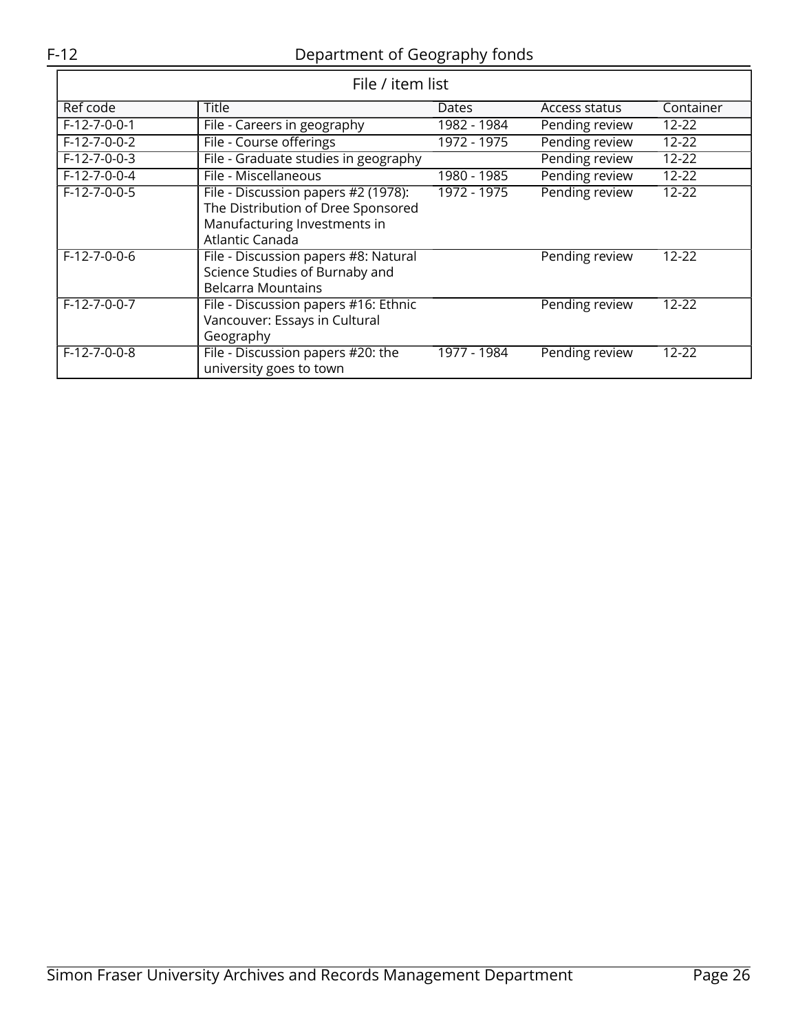File / item list

| Ref code | Title | Dates | Access status | Container |
|---|---|---|---|---|
| F-12-7-0-0-1 | File - Careers in geography | 1982 - 1984 | Pending review | 12-22 |
| F-12-7-0-0-2 | File - Course offerings | 1972 - 1975 | Pending review | 12-22 |
| F-12-7-0-0-3 | File - Graduate studies in geography | | Pending review | 12-22 |
| F-12-7-0-0-4 | File - Miscellaneous | 1980 - 1985 | Pending review | 12-22 |
| F-12-7-0-0-5 | File - Discussion papers #2 (1978): The Distribution of Dree Sponsored Manufacturing Investments in Atlantic Canada | 1972 - 1975 | Pending review | 12-22 |
| F-12-7-0-0-6 | File - Discussion papers #8: Natural Science Studies of Burnaby and Belcarra Mountains | | Pending review | 12-22 |
| F-12-7-0-0-7 | File - Discussion papers #16: Ethnic Vancouver: Essays in Cultural Geography | | Pending review | 12-22 |
| F-12-7-0-0-8 | File - Discussion papers #20: the university goes to town | 1977 - 1984 | Pending review | 12-22 |